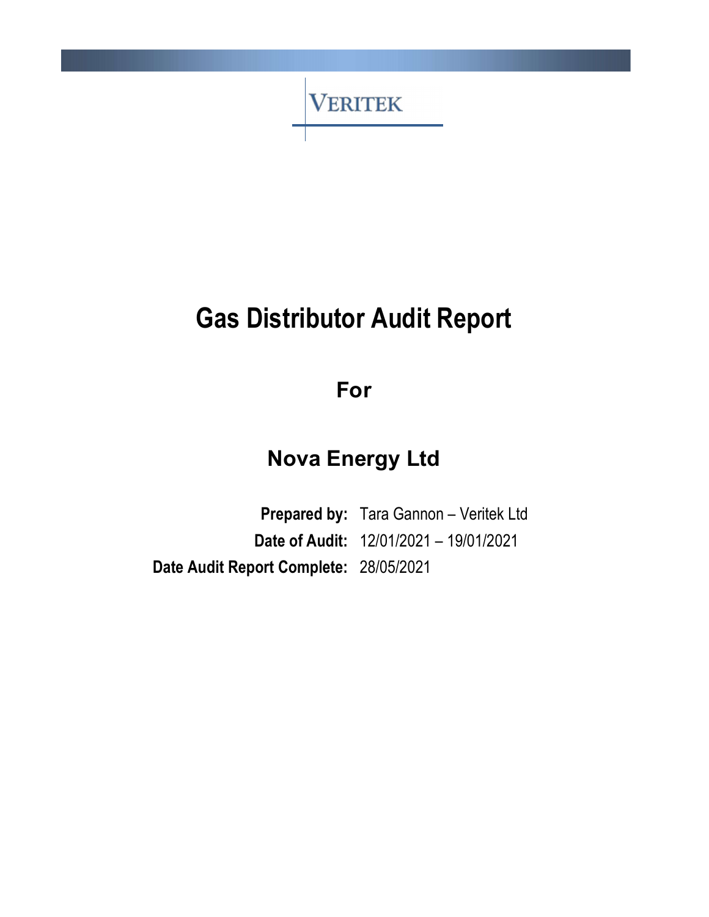VERITEK

# Gas Distributor Audit Report

## For

## Nova Energy Ltd

**Prepared by:** Tara Gannon – Veritek Ltd

**Date of Audit:** 12/01/2021 – 19/01/2021

**Date Audit Report Complete:** 28/05/2021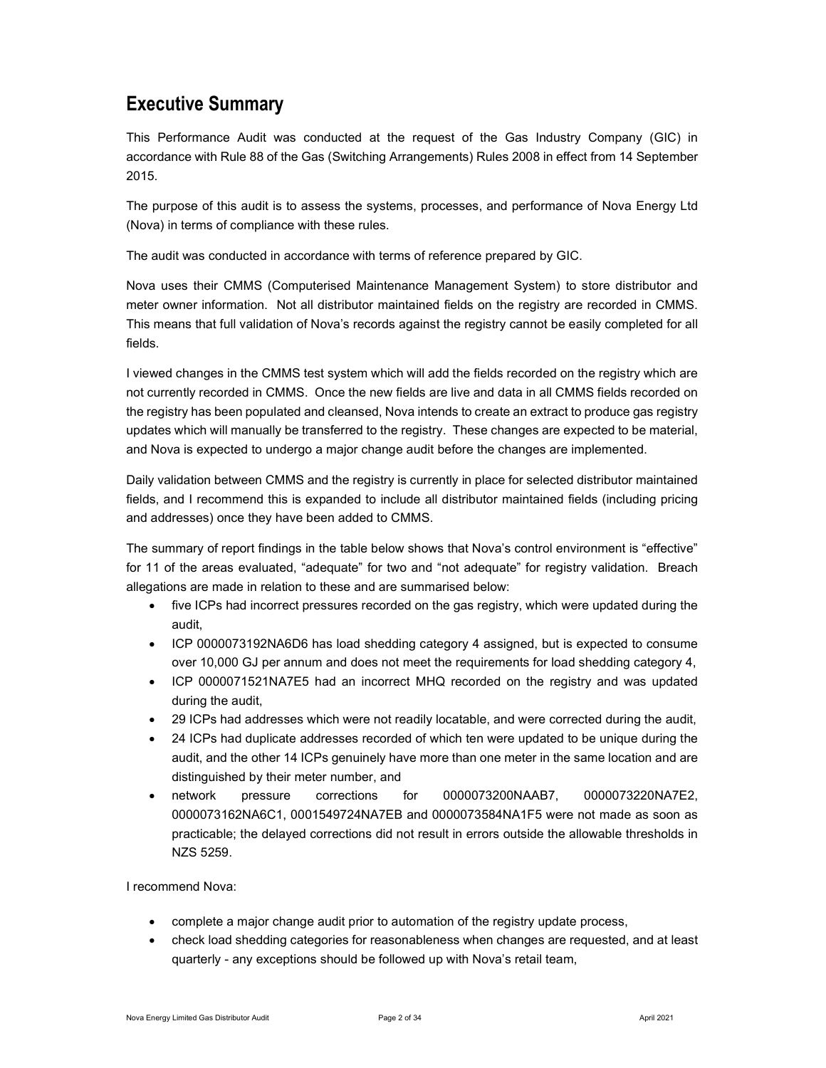## Executive Summary

This Performance Audit was conducted at the request of the Gas Industry Company (GIC) in accordance with Rule 88 of the Gas (Switching Arrangements) Rules 2008 in effect from 14 September 2015.

The purpose of this audit is to assess the systems, processes, and performance of Nova Energy Ltd (Nova) in terms of compliance with these rules.

The audit was conducted in accordance with terms of reference prepared by GIC.

Nova uses their CMMS (Computerised Maintenance Management System) to store distributor and meter owner information. Not all distributor maintained fields on the registry are recorded in CMMS. This means that full validation of Nova's records against the registry cannot be easily completed for all fields.

I viewed changes in the CMMS test system which will add the fields recorded on the registry which are not currently recorded in CMMS. Once the new fields are live and data in all CMMS fields recorded on the registry has been populated and cleansed, Nova intends to create an extract to produce gas registry updates which will manually be transferred to the registry. These changes are expected to be material, and Nova is expected to undergo a major change audit before the changes are implemented.

Daily validation between CMMS and the registry is currently in place for selected distributor maintained fields, and I recommend this is expanded to include all distributor maintained fields (including pricing and addresses) once they have been added to CMMS.

The summary of report findings in the table below shows that Nova's control environment is "effective" for 11 of the areas evaluated, "adequate" for two and "not adequate" for registry validation. Breach allegations are made in relation to these and are summarised below:

- five ICPs had incorrect pressures recorded on the gas registry, which were updated during the audit,
- ICP 0000073192NA6D6 has load shedding category 4 assigned, but is expected to consume over 10,000 GJ per annum and does not meet the requirements for load shedding category 4,
- ICP 0000071521NA7E5 had an incorrect MHQ recorded on the registry and was updated during the audit,
- 29 ICPs had addresses which were not readily locatable, and were corrected during the audit,
- 24 ICPs had duplicate addresses recorded of which ten were updated to be unique during the audit, and the other 14 ICPs genuinely have more than one meter in the same location and are distinguished by their meter number, and
- network pressure corrections for 0000073200NAAB7, 0000073220NA7E2, 0000073162NA6C1, 0001549724NA7EB and 0000073584NA1F5 were not made as soon as practicable; the delayed corrections did not result in errors outside the allowable thresholds in NZS 5259.

I recommend Nova:

- complete a major change audit prior to automation of the registry update process,
- check load shedding categories for reasonableness when changes are requested, and at least quarterly - any exceptions should be followed up with Nova's retail team,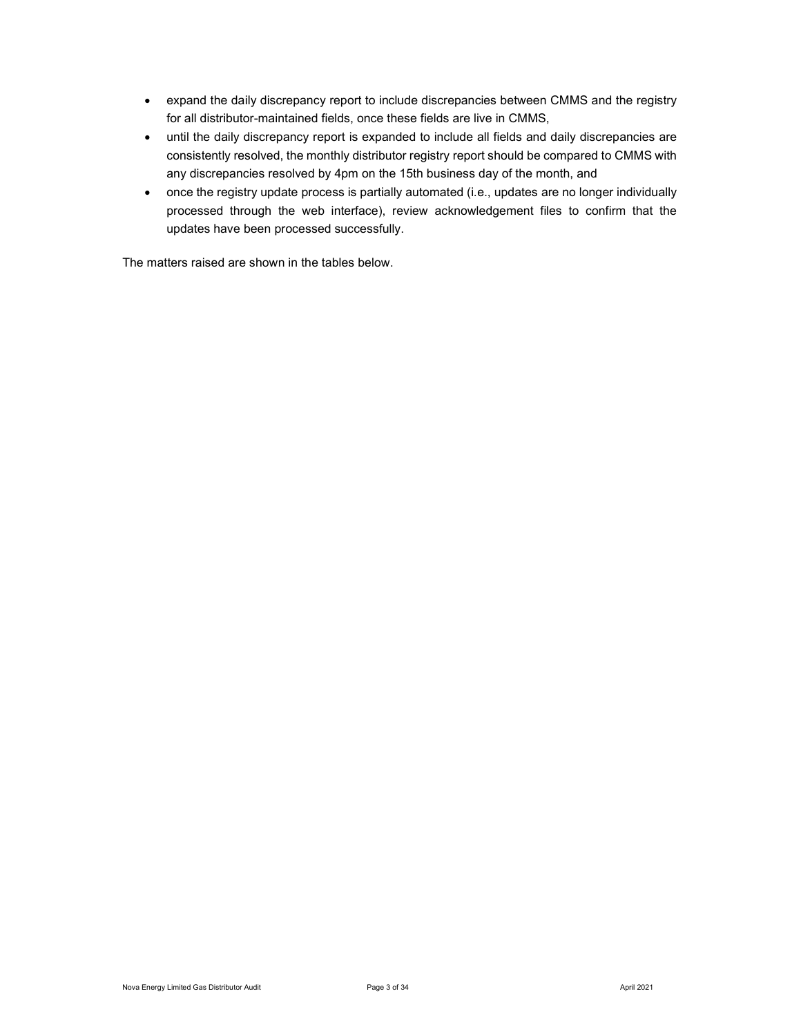- expand the daily discrepancy report to include discrepancies between CMMS and the registry for all distributor-maintained fields, once these fields are live in CMMS,
- until the daily discrepancy report is expanded to include all fields and daily discrepancies are consistently resolved, the monthly distributor registry report should be compared to CMMS with any discrepancies resolved by 4pm on the 15th business day of the month, and
- once the registry update process is partially automated (i.e., updates are no longer individually processed through the web interface), review acknowledgement files to confirm that the updates have been processed successfully.

The matters raised are shown in the tables below.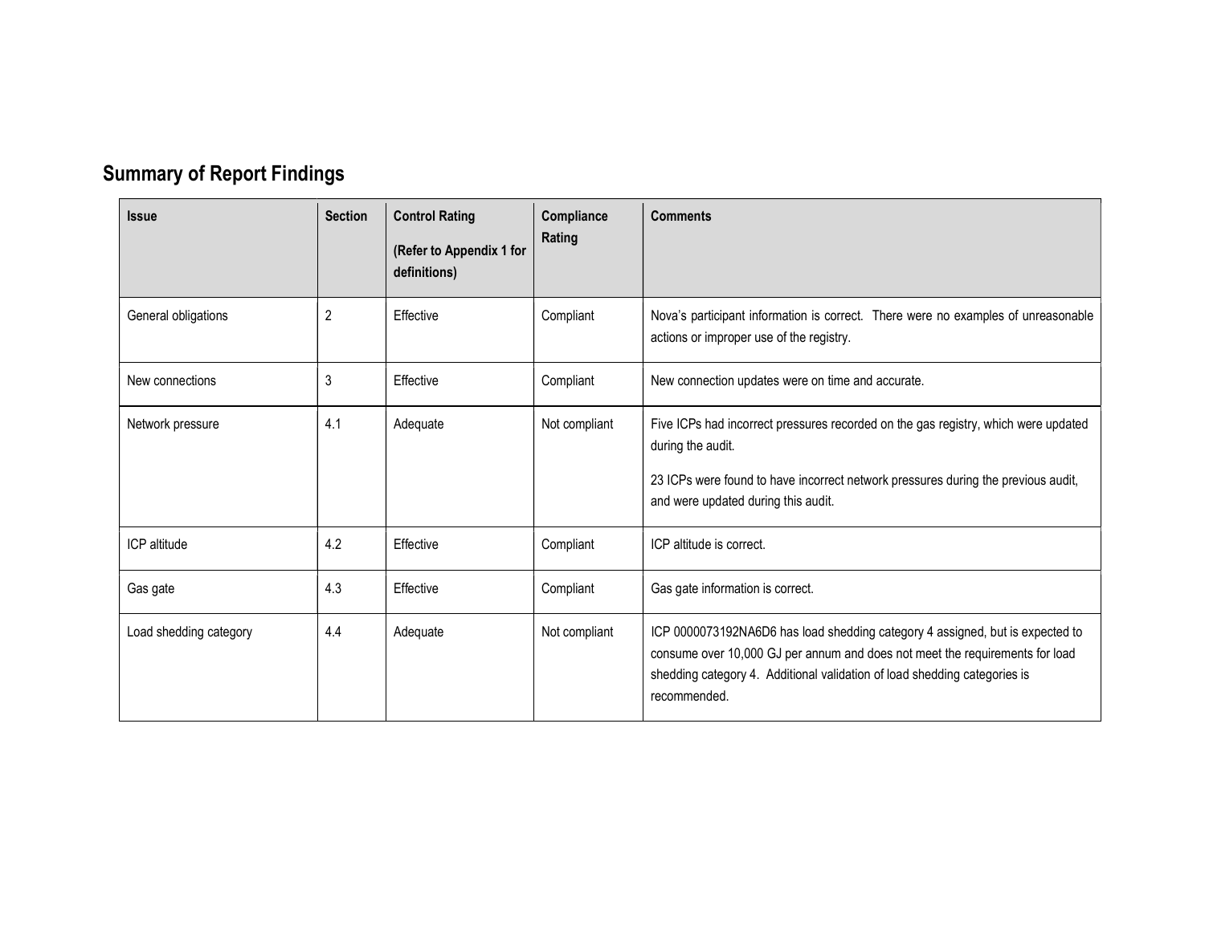## Summary of Report Findings

| Issue | Section | Control Rating (Refer to Appendix 1 for definitions) | Compliance Rating | Comments |
|---|---|---|---|---|
| General obligations | 2 | Effective | Compliant | Nova's participant information is correct. There were no examples of unreasonable actions or improper use of the registry. |
| New connections | 3 | Effective | Compliant | New connection updates were on time and accurate. |
| Network pressure | 4.1 | Adequate | Not compliant | Five ICPs had incorrect pressures recorded on the gas registry, which were updated during the audit. 23 ICPs were found to have incorrect network pressures during the previous audit, and were updated during this audit. |
| ICP altitude | 4.2 | Effective | Compliant | ICP altitude is correct. |
| Gas gate | 4.3 | Effective | Compliant | Gas gate information is correct. |
| Load shedding category | 4.4 | Adequate | Not compliant | ICP 0000073192NA6D6 has load shedding category 4 assigned, but is expected to consume over 10,000 GJ per annum and does not meet the requirements for load shedding category 4. Additional validation of load shedding categories is recommended. |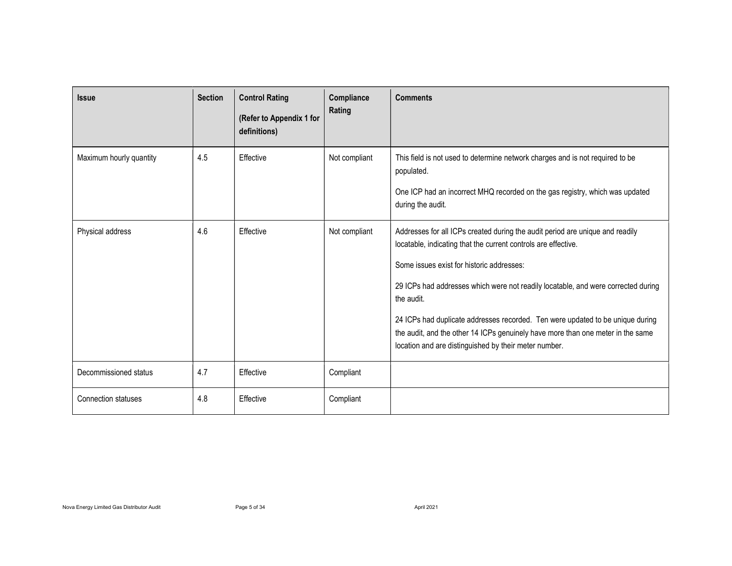| Issue | Section | Control Rating (Refer to Appendix 1 for definitions) | Compliance Rating | Comments |
|---|---|---|---|---|
| Maximum hourly quantity | 4.5 | Effective | Not compliant | This field is not used to determine network charges and is not required to be populated.<br><br>One ICP had an incorrect MHQ recorded on the gas registry, which was updated during the audit. |
| Physical address | 4.6 | Effective | Not compliant | Addresses for all ICPs created during the audit period are unique and readily locatable, indicating that the current controls are effective.<br><br>Some issues exist for historic addresses:<br><br>29 ICPs had addresses which were not readily locatable, and were corrected during the audit.<br><br>24 ICPs had duplicate addresses recorded. Ten were updated to be unique during the audit, and the other 14 ICPs genuinely have more than one meter in the same location and are distinguished by their meter number. |
| Decommissioned status | 4.7 | Effective | Compliant | |
| Connection statuses | 4.8 | Effective | Compliant | |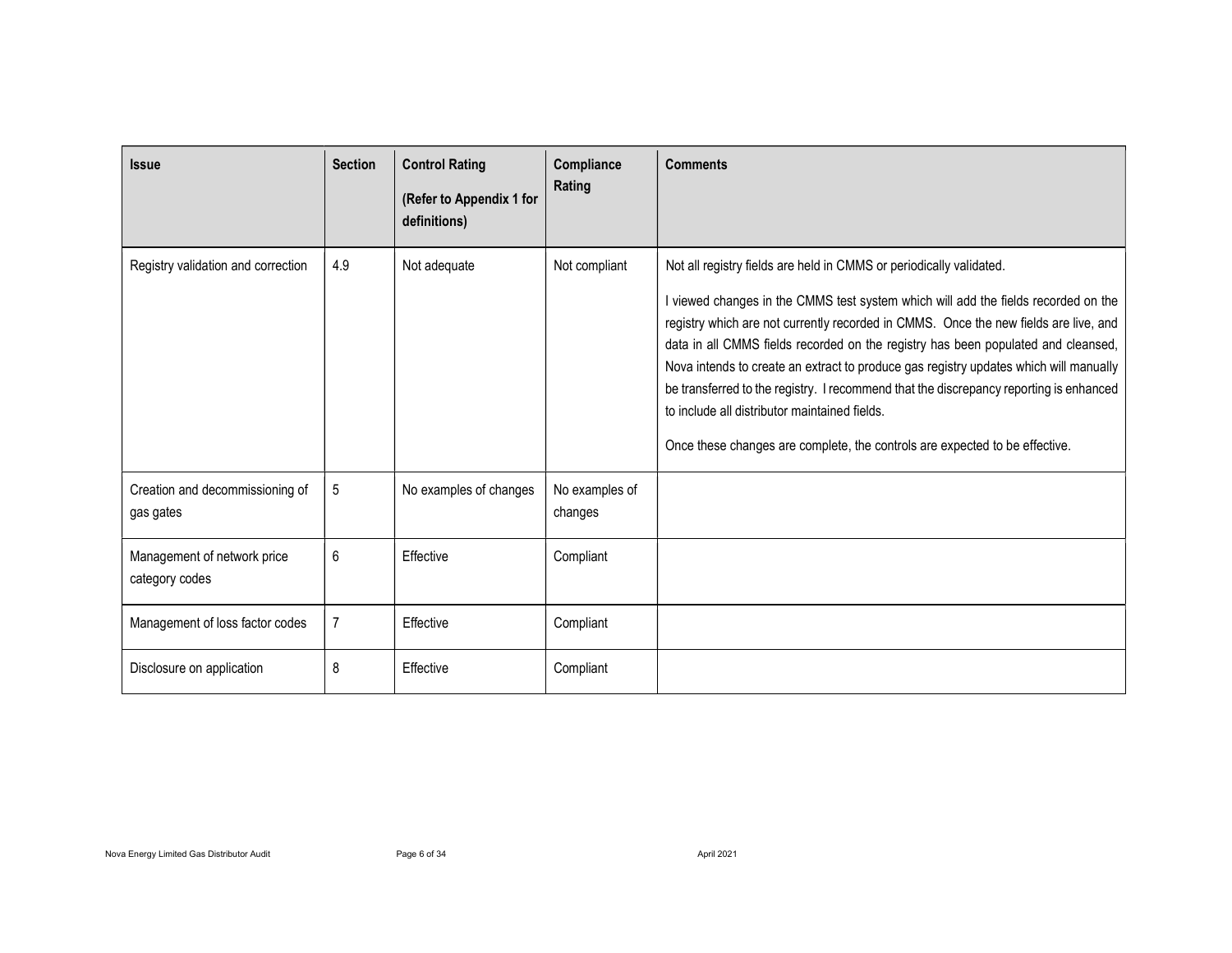| Issue | Section | Control Rating (Refer to Appendix 1 for definitions) | Compliance Rating | Comments |
|---|---|---|---|---|
| Registry validation and correction | 4.9 | Not adequate | Not compliant | Not all registry fields are held in CMMS or periodically validated.<br><br>I viewed changes in the CMMS test system which will add the fields recorded on the registry which are not currently recorded in CMMS. Once the new fields are live, and data in all CMMS fields recorded on the registry has been populated and cleansed, Nova intends to create an extract to produce gas registry updates which will manually be transferred to the registry. I recommend that the discrepancy reporting is enhanced to include all distributor maintained fields.<br><br>Once these changes are complete, the controls are expected to be effective. |
| Creation and decommissioning of gas gates | 5 | No examples of changes | No examples of changes | |
| Management of network price category codes | 6 | Effective | Compliant | |
| Management of loss factor codes | 7 | Effective | Compliant | |
| Disclosure on application | 8 | Effective | Compliant | |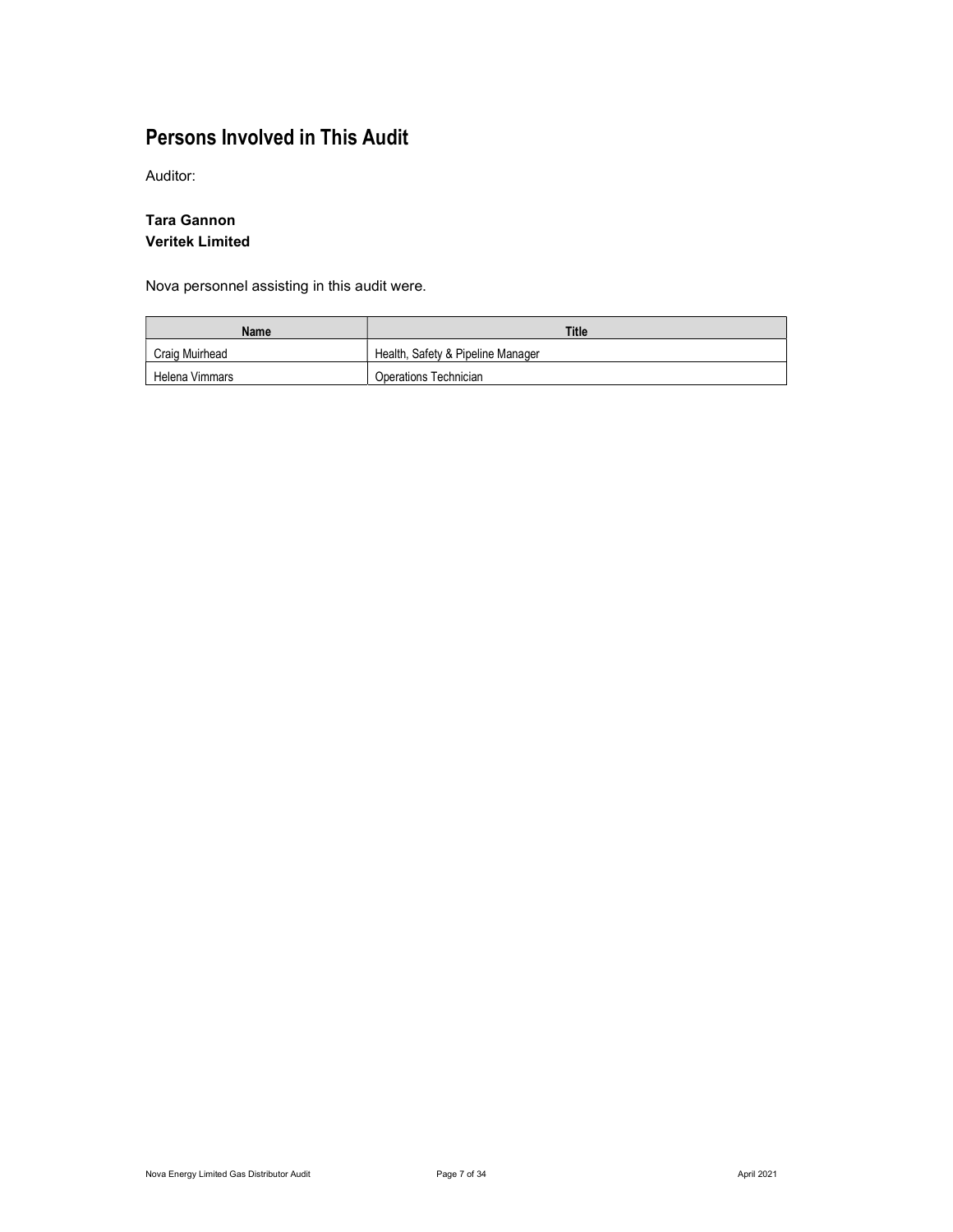# Persons Involved in This Audit

Auditor:

**Tara Gannon**
**Veritek Limited**

Nova personnel assisting in this audit were.

| Name | Title |
| --- | --- |
| Craig Muirhead | Health, Safety & Pipeline Manager |
| Helena Vimmars | Operations Technician |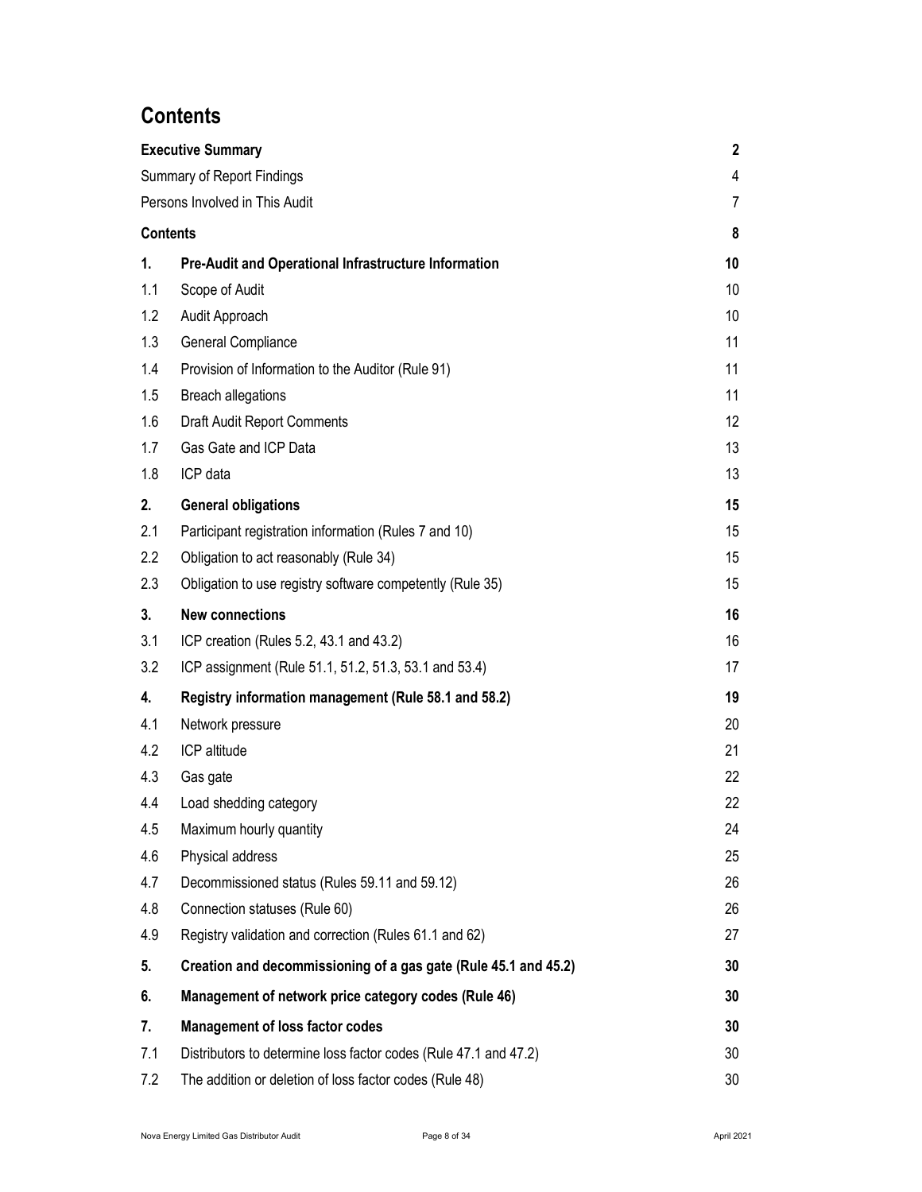# Contents

| | | |
|---|---|---|
| **Executive Summary** | | **2** |
| Summary of Report Findings | | 4 |
| Persons Involved in This Audit | | 7 |
| **Contents** | | **8** |
| **1.** | **Pre-Audit and Operational Infrastructure Information** | **10** |
| 1.1 | Scope of Audit | 10 |
| 1.2 | Audit Approach | 10 |
| 1.3 | General Compliance | 11 |
| 1.4 | Provision of Information to the Auditor (Rule 91) | 11 |
| 1.5 | Breach allegations | 11 |
| 1.6 | Draft Audit Report Comments | 12 |
| 1.7 | Gas Gate and ICP Data | 13 |
| 1.8 | ICP data | 13 |
| **2.** | **General obligations** | **15** |
| 2.1 | Participant registration information (Rules 7 and 10) | 15 |
| 2.2 | Obligation to act reasonably (Rule 34) | 15 |
| 2.3 | Obligation to use registry software competently (Rule 35) | 15 |
| **3.** | **New connections** | **16** |
| 3.1 | ICP creation (Rules 5.2, 43.1 and 43.2) | 16 |
| 3.2 | ICP assignment (Rule 51.1, 51.2, 51.3, 53.1 and 53.4) | 17 |
| **4.** | **Registry information management (Rule 58.1 and 58.2)** | **19** |
| 4.1 | Network pressure | 20 |
| 4.2 | ICP altitude | 21 |
| 4.3 | Gas gate | 22 |
| 4.4 | Load shedding category | 22 |
| 4.5 | Maximum hourly quantity | 24 |
| 4.6 | Physical address | 25 |
| 4.7 | Decommissioned status (Rules 59.11 and 59.12) | 26 |
| 4.8 | Connection statuses (Rule 60) | 26 |
| 4.9 | Registry validation and correction (Rules 61.1 and 62) | 27 |
| **5.** | **Creation and decommissioning of a gas gate (Rule 45.1 and 45.2)** | **30** |
| **6.** | **Management of network price category codes (Rule 46)** | **30** |
| **7.** | **Management of loss factor codes** | **30** |
| 7.1 | Distributors to determine loss factor codes (Rule 47.1 and 47.2) | 30 |
| 7.2 | The addition or deletion of loss factor codes (Rule 48) | 30 |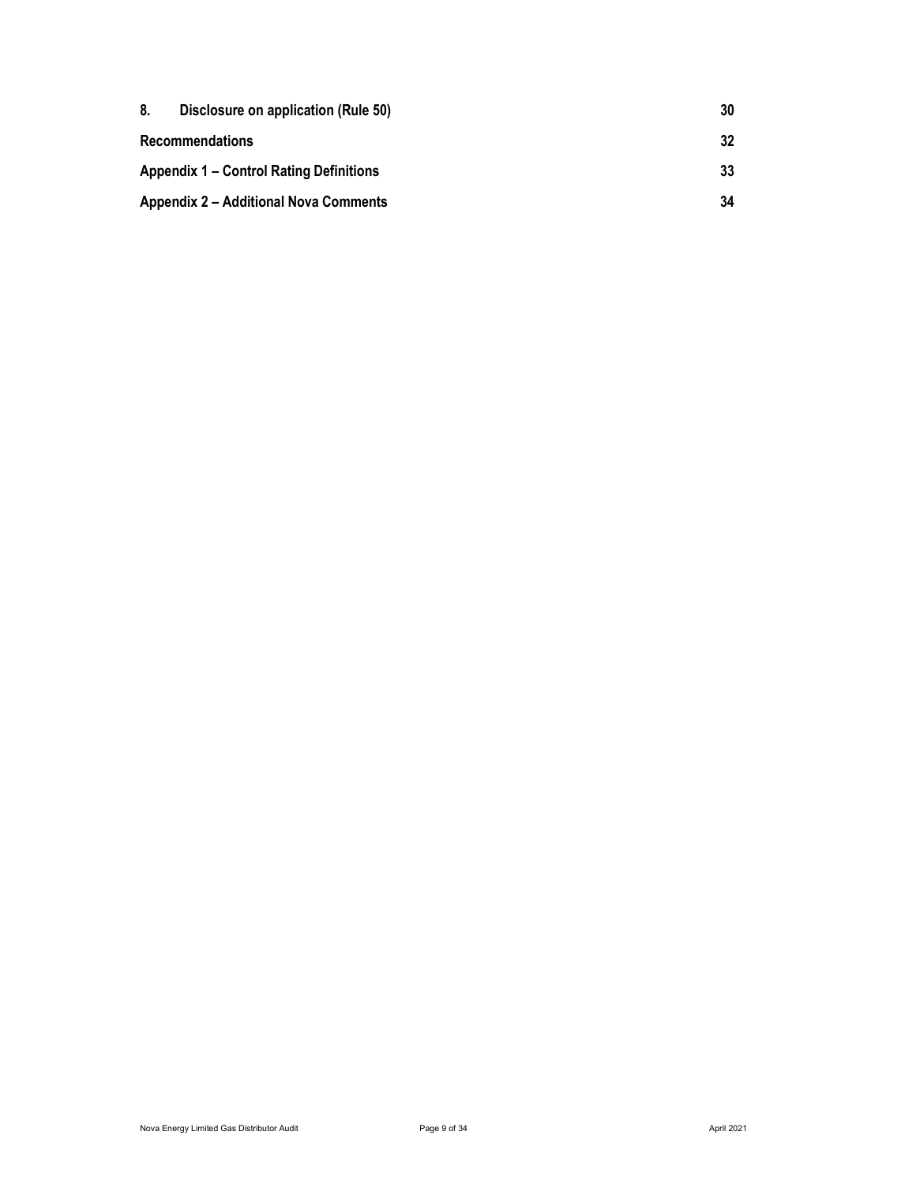| | |
|---|---|
| **8. Disclosure on application (Rule 50)** | **30** |
| **Recommendations** | **32** |
| **Appendix 1 – Control Rating Definitions** | **33** |
| **Appendix 2 – Additional Nova Comments** | **34** |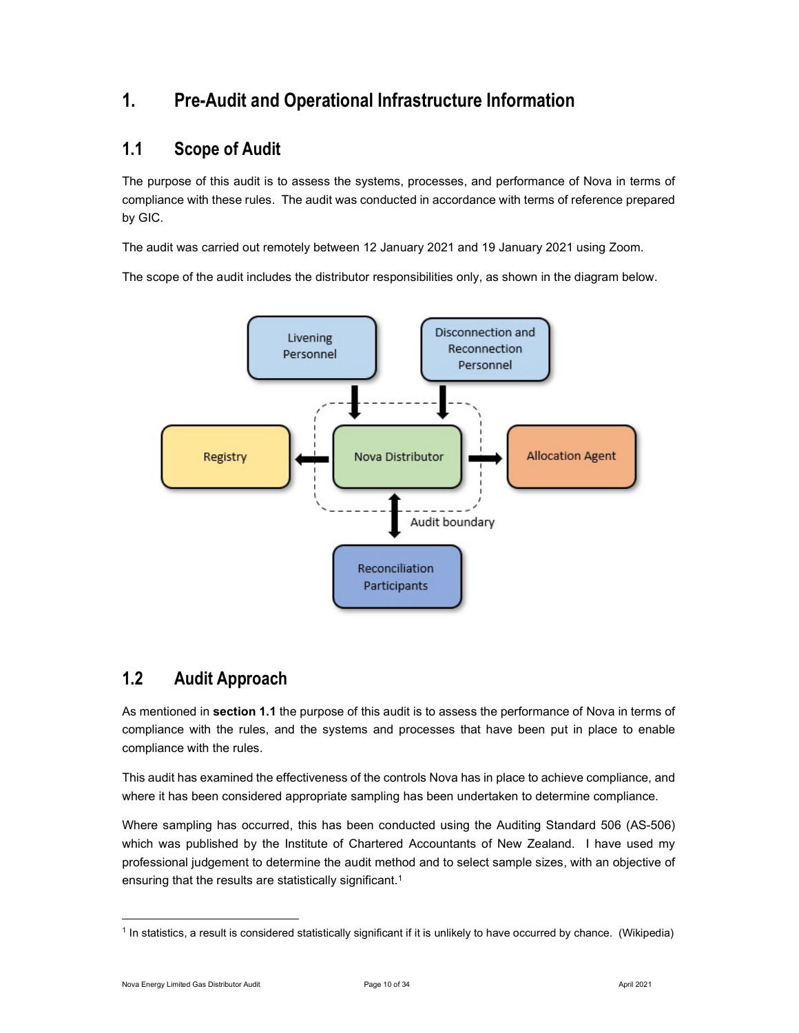# 1. Pre-Audit and Operational Infrastructure Information

## 1.1 Scope of Audit

The purpose of this audit is to assess the systems, processes, and performance of Nova in terms of compliance with these rules. The audit was conducted in accordance with terms of reference prepared by GIC.

The audit was carried out remotely between 12 January 2021 and 19 January 2021 using Zoom.

The scope of the audit includes the distributor responsibilities only, as shown in the diagram below.

## 1.2 Audit Approach

As mentioned in **section 1.1** the purpose of this audit is to assess the performance of Nova in terms of compliance with the rules, and the systems and processes that have been put in place to enable compliance with the rules.

This audit has examined the effectiveness of the controls Nova has in place to achieve compliance, and where it has been considered appropriate sampling has been undertaken to determine compliance.

Where sampling has occurred, this has been conducted using the Auditing Standard 506 (AS-506) which was published by the Institute of Chartered Accountants of New Zealand. I have used my professional judgement to determine the audit method and to select sample sizes, with an objective of ensuring that the results are statistically significant.[1]

[1] In statistics, a result is considered statistically significant if it is unlikely to have occurred by chance. (Wikipedia)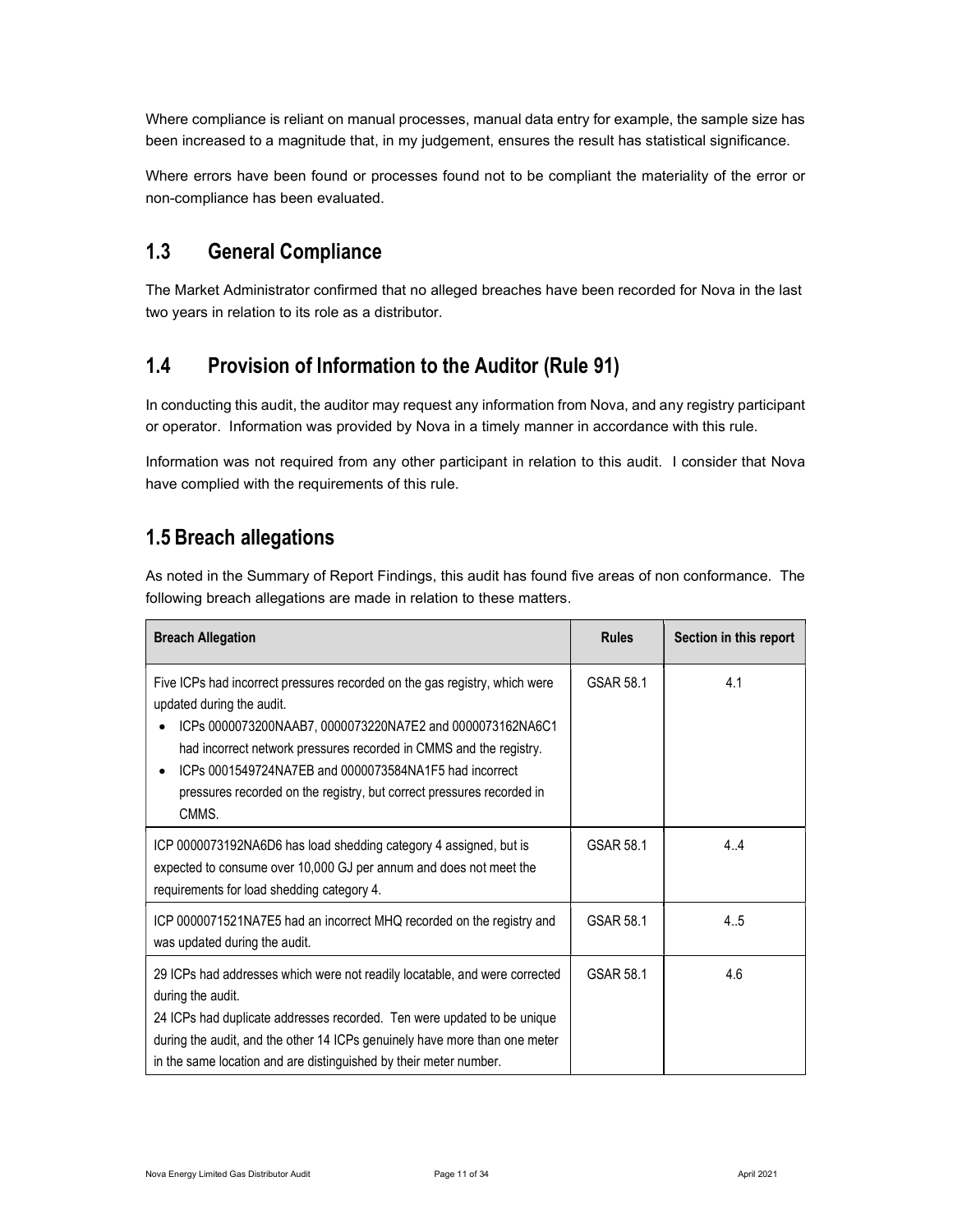Where compliance is reliant on manual processes, manual data entry for example, the sample size has been increased to a magnitude that, in my judgement, ensures the result has statistical significance.

Where errors have been found or processes found not to be compliant the materiality of the error or non-compliance has been evaluated.

## 1.3 General Compliance

The Market Administrator confirmed that no alleged breaches have been recorded for Nova in the last two years in relation to its role as a distributor.

## 1.4 Provision of Information to the Auditor (Rule 91)

In conducting this audit, the auditor may request any information from Nova, and any registry participant or operator. Information was provided by Nova in a timely manner in accordance with this rule.

Information was not required from any other participant in relation to this audit. I consider that Nova have complied with the requirements of this rule.

## 1.5 Breach allegations

As noted in the Summary of Report Findings, this audit has found five areas of non conformance. The following breach allegations are made in relation to these matters.

| Breach Allegation | Rules | Section in this report |
|---|---|---|
| Five ICPs had incorrect pressures recorded on the gas registry, which were updated during the audit.<br>• ICPs 0000073200NAAB7, 0000073220NA7E2 and 0000073162NA6C1 had incorrect network pressures recorded in CMMS and the registry.<br>• ICPs 0001549724NA7EB and 0000073584NA1F5 had incorrect pressures recorded on the registry, but correct pressures recorded in CMMS. | GSAR 58.1 | 4.1 |
| ICP 0000073192NA6D6 has load shedding category 4 assigned, but is expected to consume over 10,000 GJ per annum and does not meet the requirements for load shedding category 4. | GSAR 58.1 | 4..4 |
| ICP 0000071521NA7E5 had an incorrect MHQ recorded on the registry and was updated during the audit. | GSAR 58.1 | 4..5 |
| 29 ICPs had addresses which were not readily locatable, and were corrected during the audit.<br>24 ICPs had duplicate addresses recorded. Ten were updated to be unique during the audit, and the other 14 ICPs genuinely have more than one meter in the same location and are distinguished by their meter number. | GSAR 58.1 | 4.6 |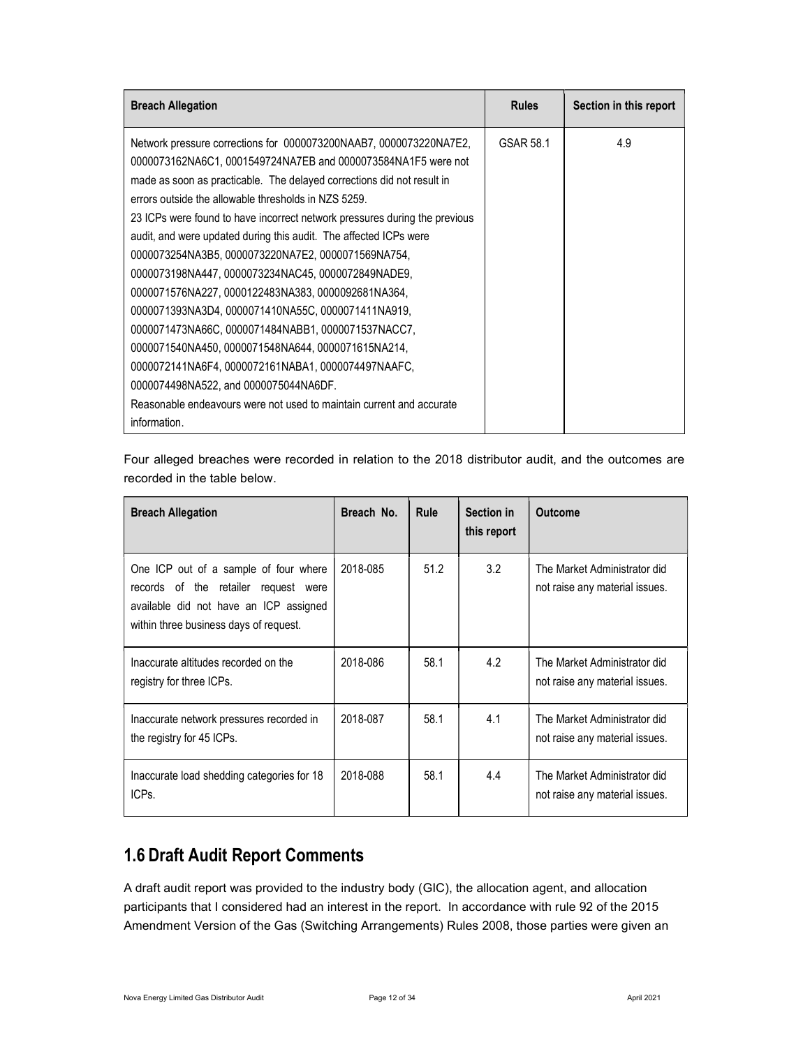| Breach Allegation | Rules | Section in this report |
|---|---|---|
| Network pressure corrections for 0000073200NAAB7, 0000073220NA7E2, 0000073162NA6C1, 0001549724NA7EB and 0000073584NA1F5 were not made as soon as practicable. The delayed corrections did not result in errors outside the allowable thresholds in NZS 5259.<br>23 ICPs were found to have incorrect network pressures during the previous audit, and were updated during this audit. The affected ICPs were 0000073254NA3B5, 0000073220NA7E2, 0000071569NA754, 0000073198NA447, 0000073234NAC45, 0000072849NADE9, 0000071576NA227, 0000122483NA383, 0000092681NA364, 0000071393NA3D4, 0000071410NA55C, 0000071411NA919, 0000071473NA66C, 0000071484NABB1, 0000071537NACC7, 0000071540NA450, 0000071548NA644, 0000071615NA214, 0000072141NA6F4, 0000072161NABA1, 0000074497NAAFC, 0000074498NA522, and 0000075044NA6DF.<br>Reasonable endeavours were not used to maintain current and accurate information. | GSAR 58.1 | 4.9 |

Four alleged breaches were recorded in relation to the 2018 distributor audit, and the outcomes are recorded in the table below.

| Breach Allegation | Breach No. | Rule | Section in this report | Outcome |
|---|---|---|---|---|
| One ICP out of a sample of four where records of the retailer request were available did not have an ICP assigned within three business days of request. | 2018-085 | 51.2 | 3.2 | The Market Administrator did not raise any material issues. |
| Inaccurate altitudes recorded on the registry for three ICPs. | 2018-086 | 58.1 | 4.2 | The Market Administrator did not raise any material issues. |
| Inaccurate network pressures recorded in the registry for 45 ICPs. | 2018-087 | 58.1 | 4.1 | The Market Administrator did not raise any material issues. |
| Inaccurate load shedding categories for 18 ICPs. | 2018-088 | 58.1 | 4.4 | The Market Administrator did not raise any material issues. |

## 1.6 Draft Audit Report Comments

A draft audit report was provided to the industry body (GIC), the allocation agent, and allocation participants that I considered had an interest in the report. In accordance with rule 92 of the 2015 Amendment Version of the Gas (Switching Arrangements) Rules 2008, those parties were given an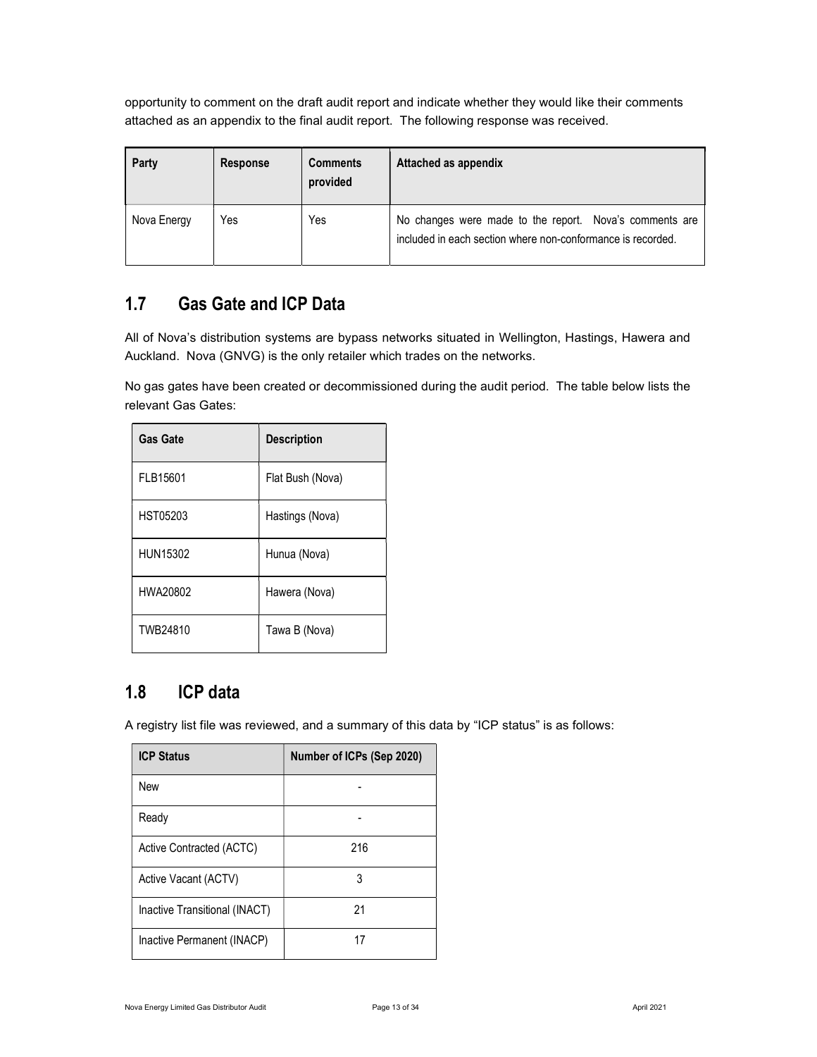opportunity to comment on the draft audit report and indicate whether they would like their comments attached as an appendix to the final audit report. The following response was received.

| Party | Response | Comments provided | Attached as appendix |
|---|---|---|---|
| Nova Energy | Yes | Yes | No changes were made to the report. Nova's comments are included in each section where non-conformance is recorded. |

## 1.7 Gas Gate and ICP Data

All of Nova's distribution systems are bypass networks situated in Wellington, Hastings, Hawera and Auckland. Nova (GNVG) is the only retailer which trades on the networks.

No gas gates have been created or decommissioned during the audit period. The table below lists the relevant Gas Gates:

| Gas Gate | Description |
|---|---|
| FLB15601 | Flat Bush (Nova) |
| HST05203 | Hastings (Nova) |
| HUN15302 | Hunua (Nova) |
| HWA20802 | Hawera (Nova) |
| TWB24810 | Tawa B (Nova) |

## 1.8 ICP data

A registry list file was reviewed, and a summary of this data by "ICP status" is as follows:

| ICP Status | Number of ICPs (Sep 2020) |
|---|---|
| New | - |
| Ready | - |
| Active Contracted (ACTC) | 216 |
| Active Vacant (ACTV) | 3 |
| Inactive Transitional (INACT) | 21 |
| Inactive Permanent (INACP) | 17 |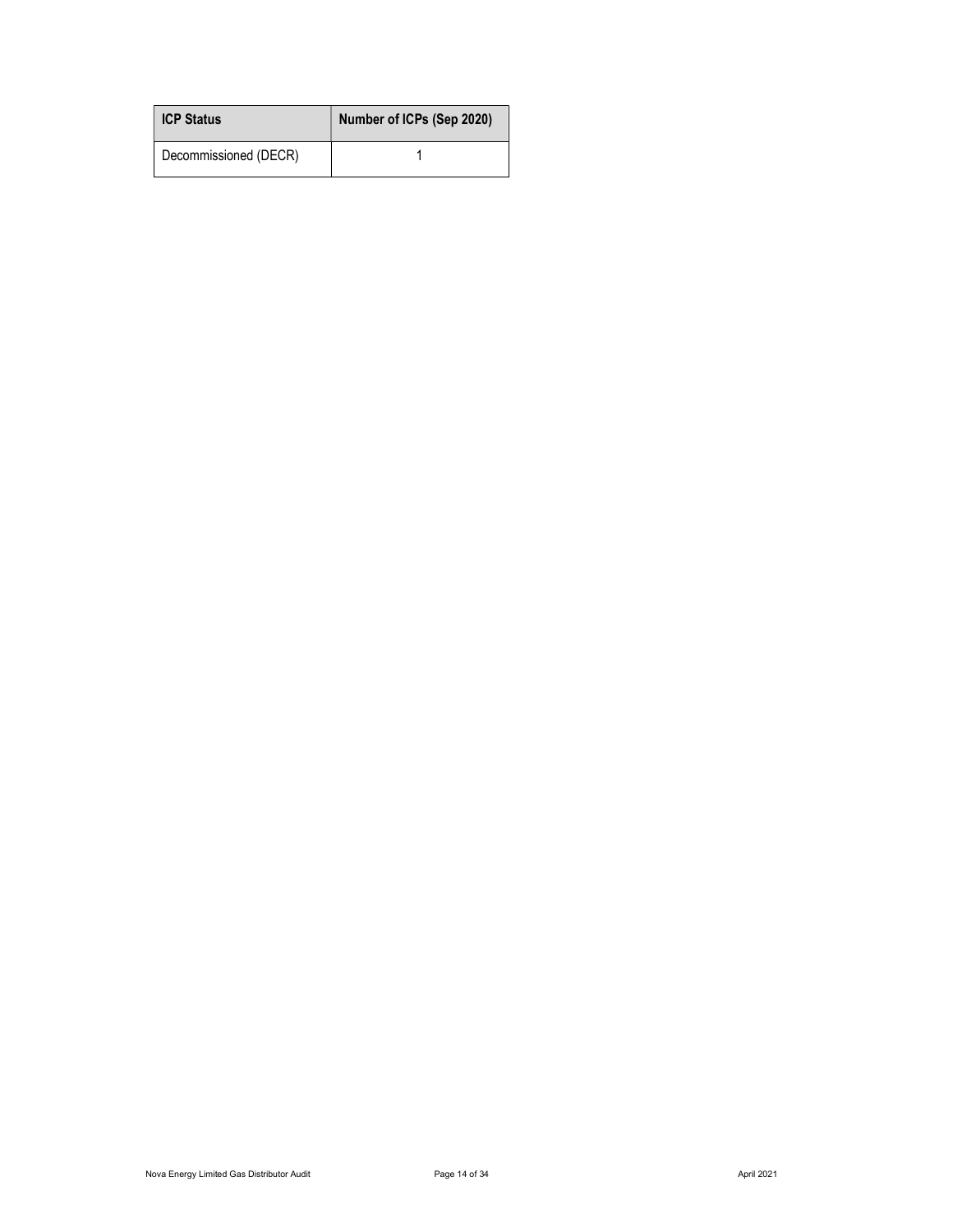| ICP Status | Number of ICPs (Sep 2020) |
| --- | --- |
| Decommissioned (DECR) | 1 |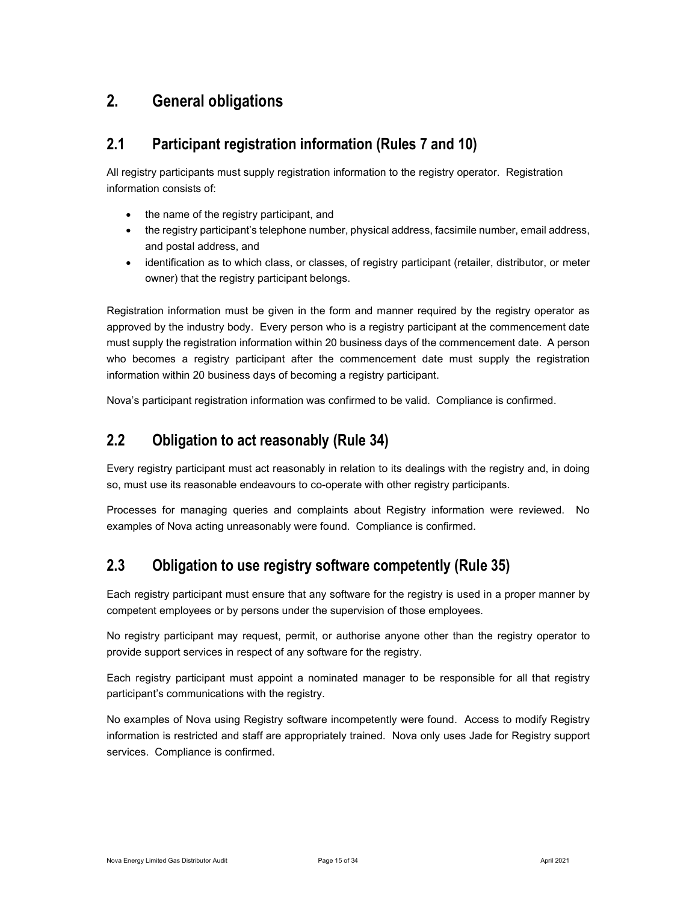# 2. General obligations

## 2.1 Participant registration information (Rules 7 and 10)

All registry participants must supply registration information to the registry operator. Registration information consists of:

- the name of the registry participant, and
- the registry participant's telephone number, physical address, facsimile number, email address, and postal address, and
- identification as to which class, or classes, of registry participant (retailer, distributor, or meter owner) that the registry participant belongs.

Registration information must be given in the form and manner required by the registry operator as approved by the industry body. Every person who is a registry participant at the commencement date must supply the registration information within 20 business days of the commencement date. A person who becomes a registry participant after the commencement date must supply the registration information within 20 business days of becoming a registry participant.

Nova's participant registration information was confirmed to be valid. Compliance is confirmed.

## 2.2 Obligation to act reasonably (Rule 34)

Every registry participant must act reasonably in relation to its dealings with the registry and, in doing so, must use its reasonable endeavours to co-operate with other registry participants.

Processes for managing queries and complaints about Registry information were reviewed. No examples of Nova acting unreasonably were found. Compliance is confirmed.

## 2.3 Obligation to use registry software competently (Rule 35)

Each registry participant must ensure that any software for the registry is used in a proper manner by competent employees or by persons under the supervision of those employees.

No registry participant may request, permit, or authorise anyone other than the registry operator to provide support services in respect of any software for the registry.

Each registry participant must appoint a nominated manager to be responsible for all that registry participant's communications with the registry.

No examples of Nova using Registry software incompetently were found. Access to modify Registry information is restricted and staff are appropriately trained. Nova only uses Jade for Registry support services. Compliance is confirmed.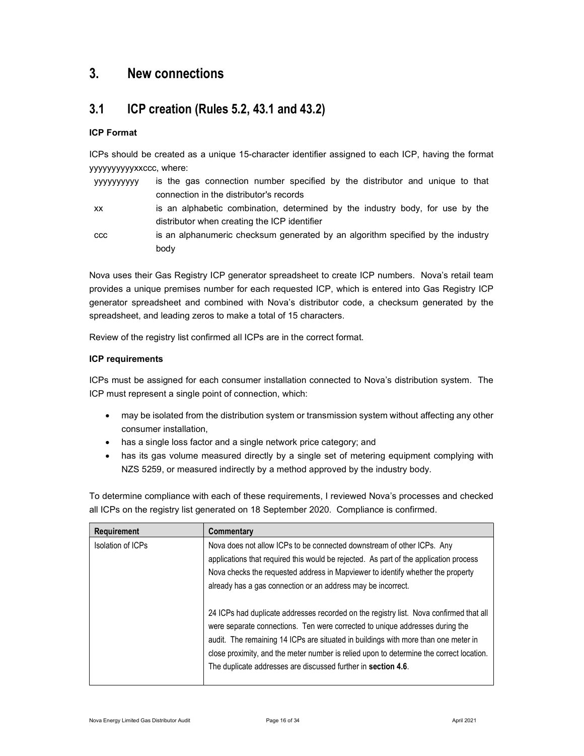# 3. New connections

## 3.1 ICP creation (Rules 5.2, 43.1 and 43.2)

**ICP Format**

ICPs should be created as a unique 15-character identifier assigned to each ICP, having the format yyyyyyyyyyxxccc, where:

| | |
|---|---|
| yyyyyyyyyy | is the gas connection number specified by the distributor and unique to that connection in the distributor's records |
| xx | is an alphabetic combination, determined by the industry body, for use by the distributor when creating the ICP identifier |
| ccc | is an alphanumeric checksum generated by an algorithm specified by the industry body |

Nova uses their Gas Registry ICP generator spreadsheet to create ICP numbers. Nova's retail team provides a unique premises number for each requested ICP, which is entered into Gas Registry ICP generator spreadsheet and combined with Nova's distributor code, a checksum generated by the spreadsheet, and leading zeros to make a total of 15 characters.

Review of the registry list confirmed all ICPs are in the correct format.

**ICP requirements**

ICPs must be assigned for each consumer installation connected to Nova's distribution system. The ICP must represent a single point of connection, which:

- may be isolated from the distribution system or transmission system without affecting any other consumer installation,
- has a single loss factor and a single network price category; and
- has its gas volume measured directly by a single set of metering equipment complying with NZS 5259, or measured indirectly by a method approved by the industry body.

To determine compliance with each of these requirements, I reviewed Nova's processes and checked all ICPs on the registry list generated on 18 September 2020. Compliance is confirmed.

| Requirement | Commentary |
|---|---|
| Isolation of ICPs | Nova does not allow ICPs to be connected downstream of other ICPs. Any applications that required this would be rejected. As part of the application process Nova checks the requested address in Mapviewer to identify whether the property already has a gas connection or an address may be incorrect.<br><br>24 ICPs had duplicate addresses recorded on the registry list. Nova confirmed that all were separate connections. Ten were corrected to unique addresses during the audit. The remaining 14 ICPs are situated in buildings with more than one meter in close proximity, and the meter number is relied upon to determine the correct location. The duplicate addresses are discussed further in **section 4.6**. |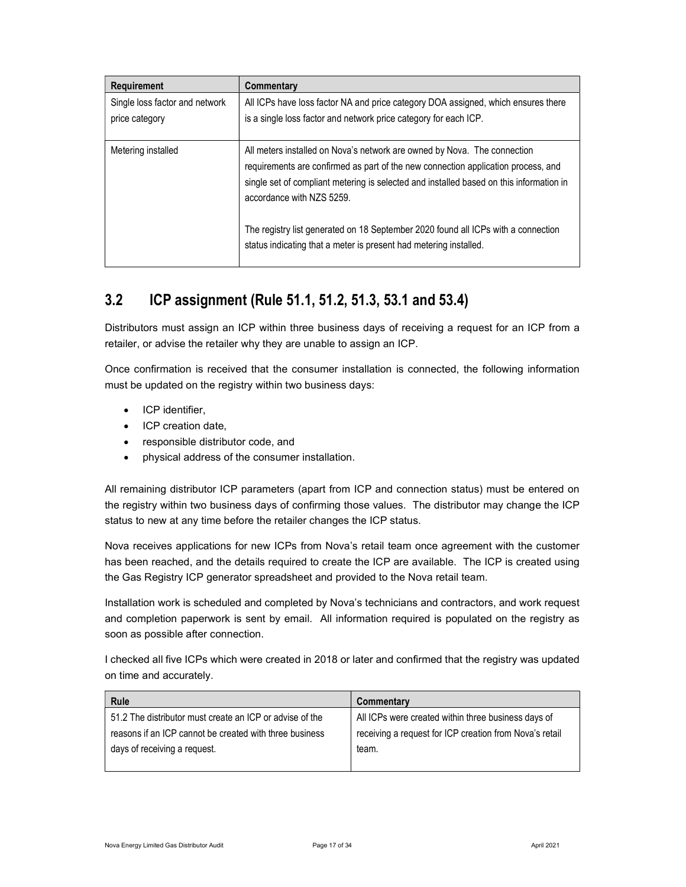| Requirement | Commentary |
| --- | --- |
| Single loss factor and network price category | All ICPs have loss factor NA and price category DOA assigned, which ensures there is a single loss factor and network price category for each ICP. |
| Metering installed | All meters installed on Nova's network are owned by Nova. The connection requirements are confirmed as part of the new connection application process, and single set of compliant metering is selected and installed based on this information in accordance with NZS 5259.<br><br>The registry list generated on 18 September 2020 found all ICPs with a connection status indicating that a meter is present had metering installed. |

## 3.2 ICP assignment (Rule 51.1, 51.2, 51.3, 53.1 and 53.4)

Distributors must assign an ICP within three business days of receiving a request for an ICP from a retailer, or advise the retailer why they are unable to assign an ICP.

Once confirmation is received that the consumer installation is connected, the following information must be updated on the registry within two business days:

- ICP identifier,
- ICP creation date,
- responsible distributor code, and
- physical address of the consumer installation.

All remaining distributor ICP parameters (apart from ICP and connection status) must be entered on the registry within two business days of confirming those values. The distributor may change the ICP status to new at any time before the retailer changes the ICP status.

Nova receives applications for new ICPs from Nova's retail team once agreement with the customer has been reached, and the details required to create the ICP are available. The ICP is created using the Gas Registry ICP generator spreadsheet and provided to the Nova retail team.

Installation work is scheduled and completed by Nova's technicians and contractors, and work request and completion paperwork is sent by email. All information required is populated on the registry as soon as possible after connection.

I checked all five ICPs which were created in 2018 or later and confirmed that the registry was updated on time and accurately.

| Rule | Commentary |
| --- | --- |
| 51.2 The distributor must create an ICP or advise of the reasons if an ICP cannot be created with three business days of receiving a request. | All ICPs were created within three business days of receiving a request for ICP creation from Nova's retail team. |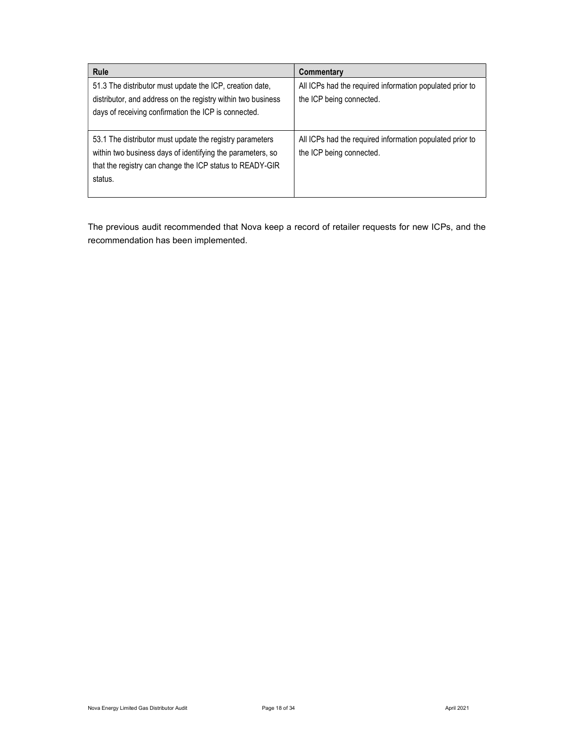| Rule | Commentary |
|---|---|
| 51.3 The distributor must update the ICP, creation date, distributor, and address on the registry within two business days of receiving confirmation the ICP is connected. | All ICPs had the required information populated prior to the ICP being connected. |
| 53.1 The distributor must update the registry parameters within two business days of identifying the parameters, so that the registry can change the ICP status to READY-GIR status. | All ICPs had the required information populated prior to the ICP being connected. |

The previous audit recommended that Nova keep a record of retailer requests for new ICPs, and the recommendation has been implemented.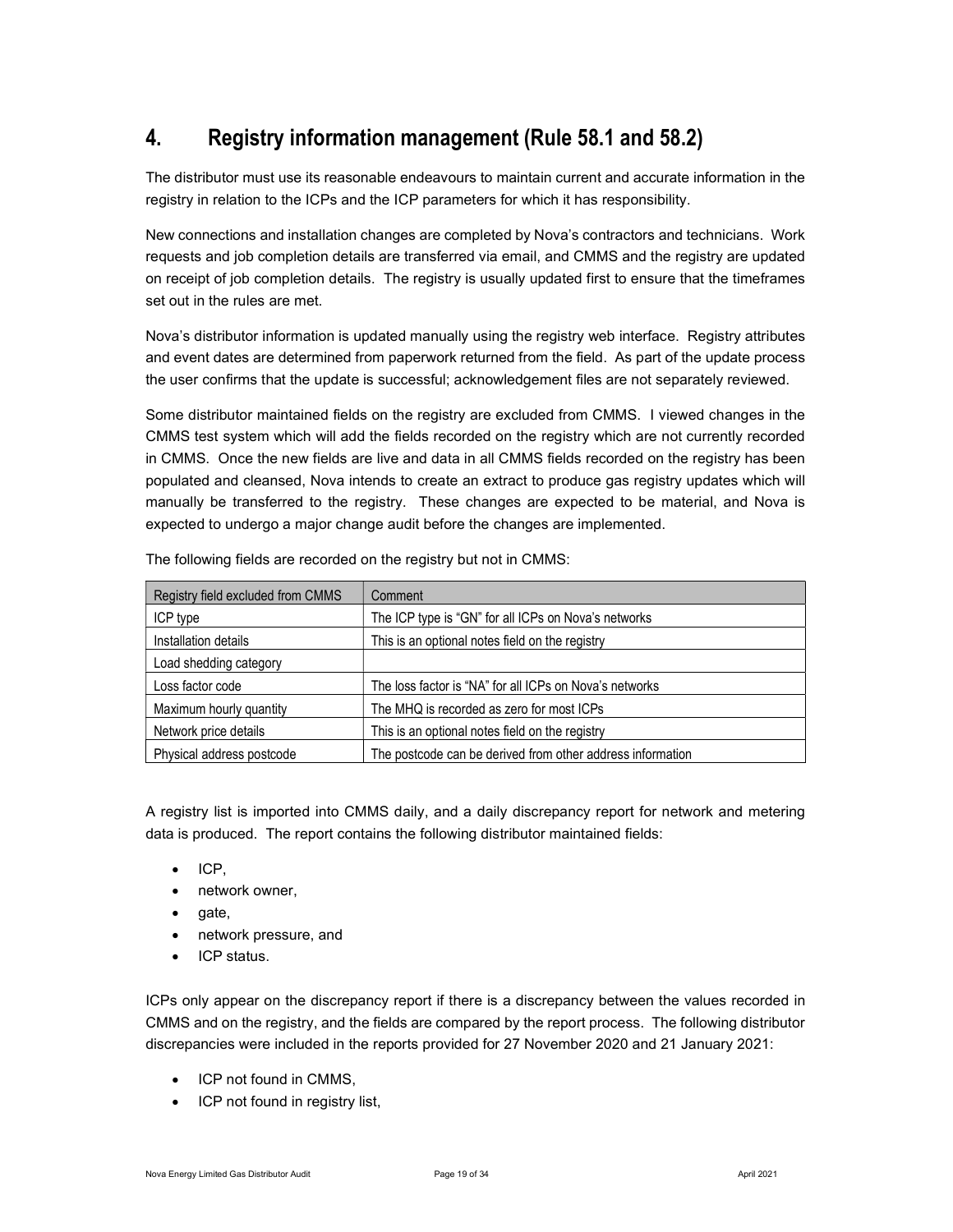# 4. Registry information management (Rule 58.1 and 58.2)

The distributor must use its reasonable endeavours to maintain current and accurate information in the registry in relation to the ICPs and the ICP parameters for which it has responsibility.

New connections and installation changes are completed by Nova's contractors and technicians. Work requests and job completion details are transferred via email, and CMMS and the registry are updated on receipt of job completion details. The registry is usually updated first to ensure that the timeframes set out in the rules are met.

Nova's distributor information is updated manually using the registry web interface. Registry attributes and event dates are determined from paperwork returned from the field. As part of the update process the user confirms that the update is successful; acknowledgement files are not separately reviewed.

Some distributor maintained fields on the registry are excluded from CMMS. I viewed changes in the CMMS test system which will add the fields recorded on the registry which are not currently recorded in CMMS. Once the new fields are live and data in all CMMS fields recorded on the registry has been populated and cleansed, Nova intends to create an extract to produce gas registry updates which will manually be transferred to the registry. These changes are expected to be material, and Nova is expected to undergo a major change audit before the changes are implemented.

The following fields are recorded on the registry but not in CMMS:

| Registry field excluded from CMMS | Comment |
|---|---|
| ICP type | The ICP type is "GN" for all ICPs on Nova's networks |
| Installation details | This is an optional notes field on the registry |
| Load shedding category | |
| Loss factor code | The loss factor is "NA" for all ICPs on Nova's networks |
| Maximum hourly quantity | The MHQ is recorded as zero for most ICPs |
| Network price details | This is an optional notes field on the registry |
| Physical address postcode | The postcode can be derived from other address information |

A registry list is imported into CMMS daily, and a daily discrepancy report for network and metering data is produced. The report contains the following distributor maintained fields:

- ICP,
- network owner,
- gate,
- network pressure, and
- ICP status.

ICPs only appear on the discrepancy report if there is a discrepancy between the values recorded in CMMS and on the registry, and the fields are compared by the report process. The following distributor discrepancies were included in the reports provided for 27 November 2020 and 21 January 2021:

- ICP not found in CMMS,
- ICP not found in registry list,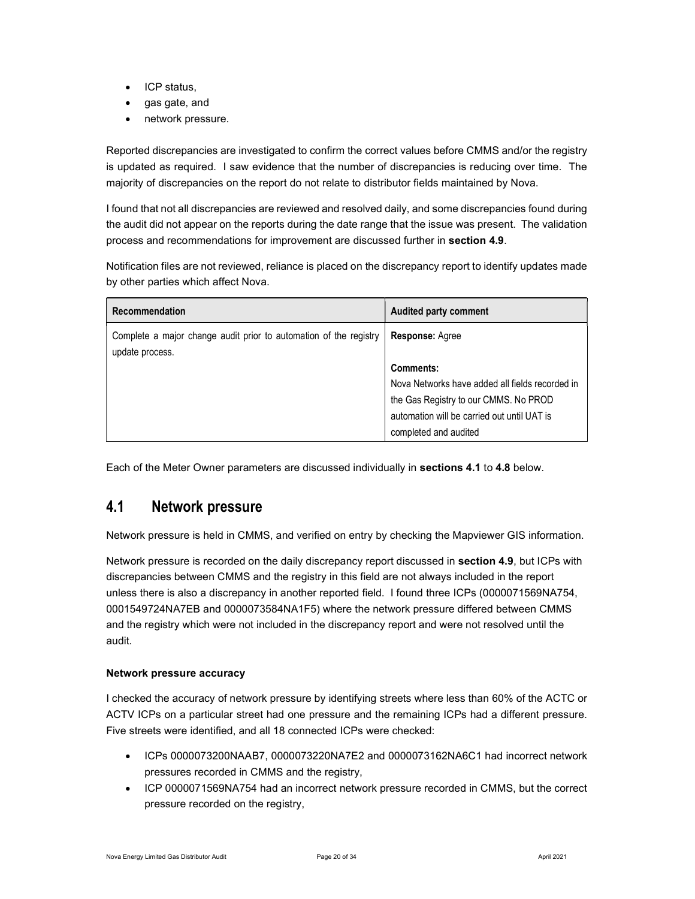- ICP status,
- gas gate, and
- network pressure.

Reported discrepancies are investigated to confirm the correct values before CMMS and/or the registry is updated as required. I saw evidence that the number of discrepancies is reducing over time. The majority of discrepancies on the report do not relate to distributor fields maintained by Nova.

I found that not all discrepancies are reviewed and resolved daily, and some discrepancies found during the audit did not appear on the reports during the date range that the issue was present. The validation process and recommendations for improvement are discussed further in **section 4.9**.

Notification files are not reviewed, reliance is placed on the discrepancy report to identify updates made by other parties which affect Nova.

| Recommendation | Audited party comment |
| --- | --- |
| Complete a major change audit prior to automation of the registry update process. | **Response:** Agree<br><br>**Comments:**<br>Nova Networks have added all fields recorded in the Gas Registry to our CMMS. No PROD automation will be carried out until UAT is completed and audited |

Each of the Meter Owner parameters are discussed individually in **sections 4.1** to **4.8** below.

## 4.1 Network pressure

Network pressure is held in CMMS, and verified on entry by checking the Mapviewer GIS information.

Network pressure is recorded on the daily discrepancy report discussed in **section 4.9**, but ICPs with discrepancies between CMMS and the registry in this field are not always included in the report unless there is also a discrepancy in another reported field. I found three ICPs (0000071569NA754, 0001549724NA7EB and 0000073584NA1F5) where the network pressure differed between CMMS and the registry which were not included in the discrepancy report and were not resolved until the audit.

**Network pressure accuracy**

I checked the accuracy of network pressure by identifying streets where less than 60% of the ACTC or ACTV ICPs on a particular street had one pressure and the remaining ICPs had a different pressure. Five streets were identified, and all 18 connected ICPs were checked:

- ICPs 0000073200NAAB7, 0000073220NA7E2 and 0000073162NA6C1 had incorrect network pressures recorded in CMMS and the registry,
- ICP 0000071569NA754 had an incorrect network pressure recorded in CMMS, but the correct pressure recorded on the registry,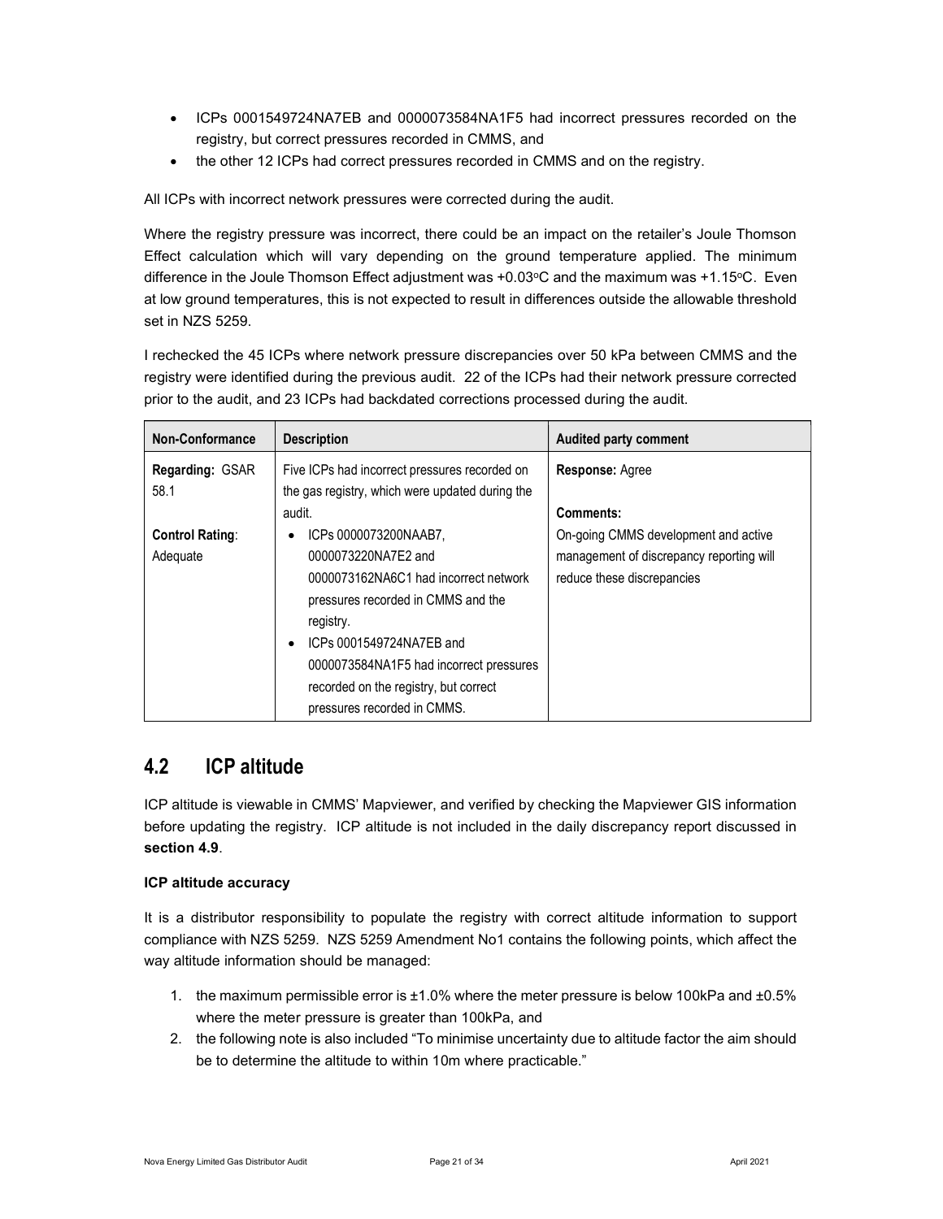- ICPs 0001549724NA7EB and 0000073584NA1F5 had incorrect pressures recorded on the registry, but correct pressures recorded in CMMS, and
- the other 12 ICPs had correct pressures recorded in CMMS and on the registry.

All ICPs with incorrect network pressures were corrected during the audit.

Where the registry pressure was incorrect, there could be an impact on the retailer's Joule Thomson Effect calculation which will vary depending on the ground temperature applied. The minimum difference in the Joule Thomson Effect adjustment was +0.03°C and the maximum was +1.15°C. Even at low ground temperatures, this is not expected to result in differences outside the allowable threshold set in NZS 5259.

I rechecked the 45 ICPs where network pressure discrepancies over 50 kPa between CMMS and the registry were identified during the previous audit. 22 of the ICPs had their network pressure corrected prior to the audit, and 23 ICPs had backdated corrections processed during the audit.

| Non-Conformance | Description | Audited party comment |
|---|---|---|
| **Regarding:** GSAR 58.1<br><br>**Control Rating**: Adequate | Five ICPs had incorrect pressures recorded on the gas registry, which were updated during the audit.<br>• ICPs 0000073200NAAB7, 0000073220NA7E2 and 0000073162NA6C1 had incorrect network pressures recorded in CMMS and the registry.<br>• ICPs 0001549724NA7EB and 0000073584NA1F5 had incorrect pressures recorded on the registry, but correct pressures recorded in CMMS. | **Response:** Agree<br><br>**Comments:**<br>On-going CMMS development and active management of discrepancy reporting will reduce these discrepancies |

## 4.2 ICP altitude

ICP altitude is viewable in CMMS' Mapviewer, and verified by checking the Mapviewer GIS information before updating the registry. ICP altitude is not included in the daily discrepancy report discussed in **section 4.9**.

**ICP altitude accuracy**

It is a distributor responsibility to populate the registry with correct altitude information to support compliance with NZS 5259. NZS 5259 Amendment No1 contains the following points, which affect the way altitude information should be managed:

1. the maximum permissible error is ±1.0% where the meter pressure is below 100kPa and ±0.5% where the meter pressure is greater than 100kPa, and
2. the following note is also included "To minimise uncertainty due to altitude factor the aim should be to determine the altitude to within 10m where practicable."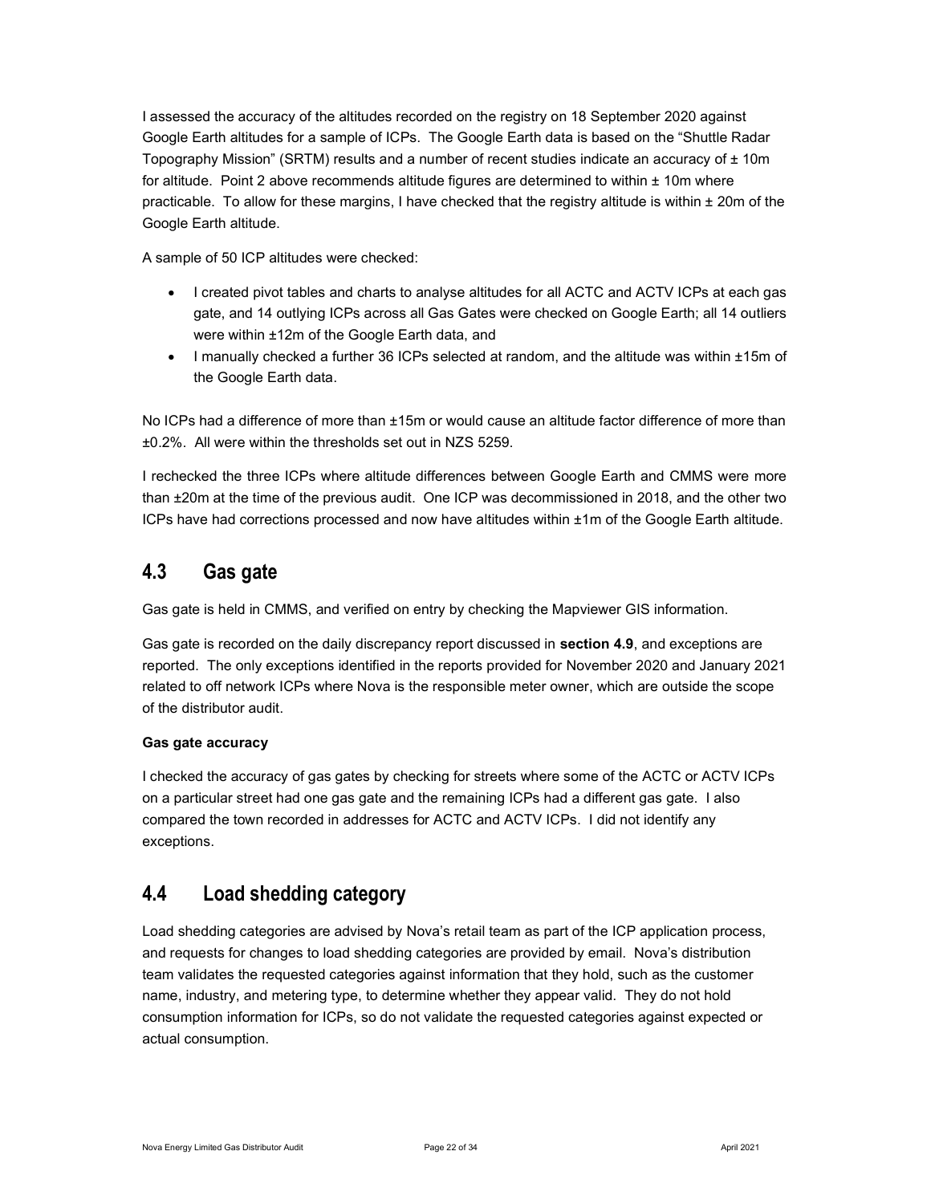I assessed the accuracy of the altitudes recorded on the registry on 18 September 2020 against Google Earth altitudes for a sample of ICPs. The Google Earth data is based on the "Shuttle Radar Topography Mission" (SRTM) results and a number of recent studies indicate an accuracy of ± 10m for altitude. Point 2 above recommends altitude figures are determined to within ± 10m where practicable. To allow for these margins, I have checked that the registry altitude is within ± 20m of the Google Earth altitude.

A sample of 50 ICP altitudes were checked:

- I created pivot tables and charts to analyse altitudes for all ACTC and ACTV ICPs at each gas gate, and 14 outlying ICPs across all Gas Gates were checked on Google Earth; all 14 outliers were within ±12m of the Google Earth data, and
- I manually checked a further 36 ICPs selected at random, and the altitude was within ±15m of the Google Earth data.

No ICPs had a difference of more than ±15m or would cause an altitude factor difference of more than ±0.2%. All were within the thresholds set out in NZS 5259.

I rechecked the three ICPs where altitude differences between Google Earth and CMMS were more than ±20m at the time of the previous audit. One ICP was decommissioned in 2018, and the other two ICPs have had corrections processed and now have altitudes within ±1m of the Google Earth altitude.

## 4.3 Gas gate

Gas gate is held in CMMS, and verified on entry by checking the Mapviewer GIS information.

Gas gate is recorded on the daily discrepancy report discussed in **section 4.9**, and exceptions are reported. The only exceptions identified in the reports provided for November 2020 and January 2021 related to off network ICPs where Nova is the responsible meter owner, which are outside the scope of the distributor audit.

**Gas gate accuracy**

I checked the accuracy of gas gates by checking for streets where some of the ACTC or ACTV ICPs on a particular street had one gas gate and the remaining ICPs had a different gas gate. I also compared the town recorded in addresses for ACTC and ACTV ICPs. I did not identify any exceptions.

## 4.4 Load shedding category

Load shedding categories are advised by Nova's retail team as part of the ICP application process, and requests for changes to load shedding categories are provided by email. Nova's distribution team validates the requested categories against information that they hold, such as the customer name, industry, and metering type, to determine whether they appear valid. They do not hold consumption information for ICPs, so do not validate the requested categories against expected or actual consumption.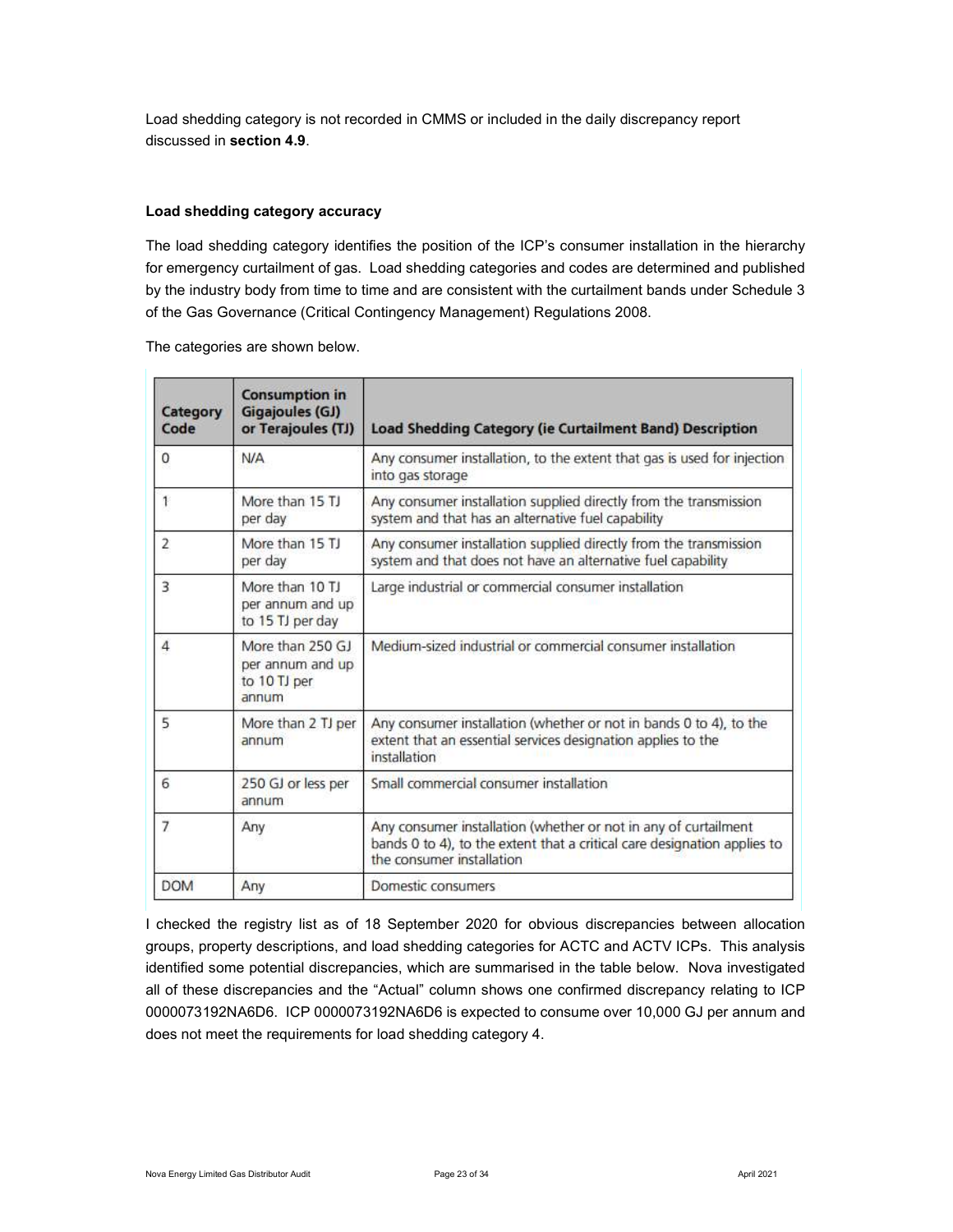Load shedding category is not recorded in CMMS or included in the daily discrepancy report discussed in **section 4.9**.

**Load shedding category accuracy**

The load shedding category identifies the position of the ICP's consumer installation in the hierarchy for emergency curtailment of gas. Load shedding categories and codes are determined and published by the industry body from time to time and are consistent with the curtailment bands under Schedule 3 of the Gas Governance (Critical Contingency Management) Regulations 2008.

The categories are shown below.

| Category Code | Consumption in Gigajoules (GJ) or Terajoules (TJ) | Load Shedding Category (ie Curtailment Band) Description |
|---|---|---|
| 0 | N/A | Any consumer installation, to the extent that gas is used for injection into gas storage |
| 1 | More than 15 TJ per day | Any consumer installation supplied directly from the transmission system and that has an alternative fuel capability |
| 2 | More than 15 TJ per day | Any consumer installation supplied directly from the transmission system and that does not have an alternative fuel capability |
| 3 | More than 10 TJ per annum and up to 15 TJ per day | Large industrial or commercial consumer installation |
| 4 | More than 250 GJ per annum and up to 10 TJ per annum | Medium-sized industrial or commercial consumer installation |
| 5 | More than 2 TJ per annum | Any consumer installation (whether or not in bands 0 to 4), to the extent that an essential services designation applies to the installation |
| 6 | 250 GJ or less per annum | Small commercial consumer installation |
| 7 | Any | Any consumer installation (whether or not in any of curtailment bands 0 to 4), to the extent that a critical care designation applies to the consumer installation |
| DOM | Any | Domestic consumers |

I checked the registry list as of 18 September 2020 for obvious discrepancies between allocation groups, property descriptions, and load shedding categories for ACTC and ACTV ICPs. This analysis identified some potential discrepancies, which are summarised in the table below. Nova investigated all of these discrepancies and the "Actual" column shows one confirmed discrepancy relating to ICP 0000073192NA6D6. ICP 0000073192NA6D6 is expected to consume over 10,000 GJ per annum and does not meet the requirements for load shedding category 4.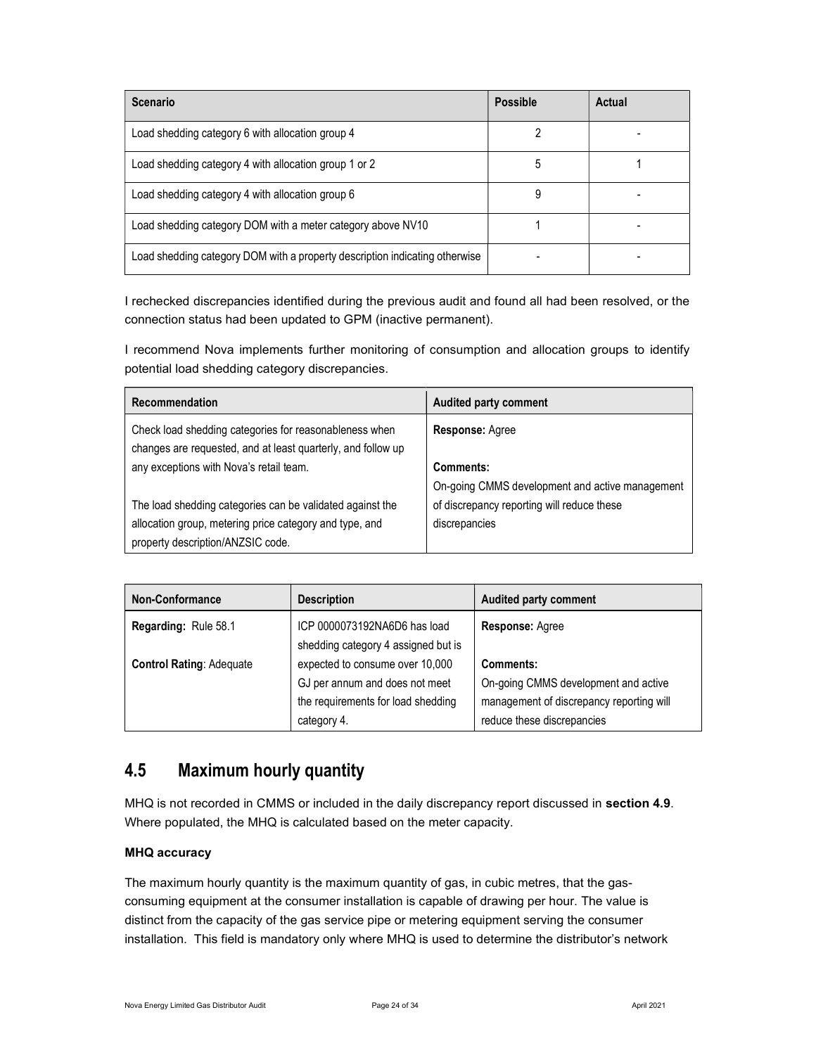| Scenario | Possible | Actual |
|---|---|---|
| Load shedding category 6 with allocation group 4 | 2 | - |
| Load shedding category 4 with allocation group 1 or 2 | 5 | 1 |
| Load shedding category 4 with allocation group 6 | 9 | - |
| Load shedding category DOM with a meter category above NV10 | 1 | - |
| Load shedding category DOM with a property description indicating otherwise | - | - |

I rechecked discrepancies identified during the previous audit and found all had been resolved, or the connection status had been updated to GPM (inactive permanent).

I recommend Nova implements further monitoring of consumption and allocation groups to identify potential load shedding category discrepancies.

| Recommendation | Audited party comment |
|---|---|
| Check load shedding categories for reasonableness when changes are requested, and at least quarterly, and follow up any exceptions with Nova's retail team.<br><br>The load shedding categories can be validated against the allocation group, metering price category and type, and property description/ANZSIC code. | **Response:** Agree<br><br>**Comments:**<br>On-going CMMS development and active management of discrepancy reporting will reduce these discrepancies |

| Non-Conformance | Description | Audited party comment |
|---|---|---|
| **Regarding:** Rule 58.1<br><br>**Control Rating:** Adequate | ICP 0000073192NA6D6 has load shedding category 4 assigned but is expected to consume over 10,000 GJ per annum and does not meet the requirements for load shedding category 4. | **Response:** Agree<br><br>**Comments:**<br>On-going CMMS development and active management of discrepancy reporting will reduce these discrepancies |

## 4.5 Maximum hourly quantity

MHQ is not recorded in CMMS or included in the daily discrepancy report discussed in **section 4.9**. Where populated, the MHQ is calculated based on the meter capacity.

**MHQ accuracy**

The maximum hourly quantity is the maximum quantity of gas, in cubic metres, that the gas-consuming equipment at the consumer installation is capable of drawing per hour. The value is distinct from the capacity of the gas service pipe or metering equipment serving the consumer installation. This field is mandatory only where MHQ is used to determine the distributor's network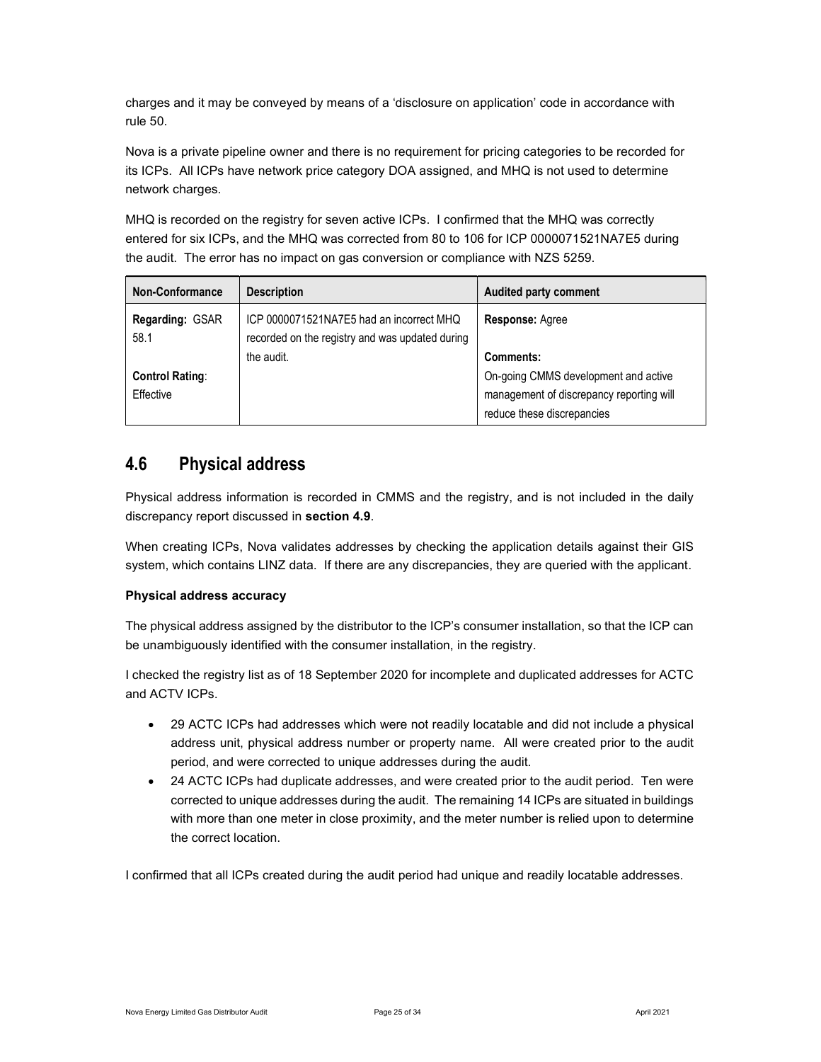charges and it may be conveyed by means of a 'disclosure on application' code in accordance with rule 50.

Nova is a private pipeline owner and there is no requirement for pricing categories to be recorded for its ICPs. All ICPs have network price category DOA assigned, and MHQ is not used to determine network charges.

MHQ is recorded on the registry for seven active ICPs. I confirmed that the MHQ was correctly entered for six ICPs, and the MHQ was corrected from 80 to 106 for ICP 0000071521NA7E5 during the audit. The error has no impact on gas conversion or compliance with NZS 5259.

| Non-Conformance | Description | Audited party comment |
|---|---|---|
| **Regarding:** GSAR 58.1<br><br>**Control Rating**: Effective | ICP 0000071521NA7E5 had an incorrect MHQ recorded on the registry and was updated during the audit. | **Response:** Agree<br><br>**Comments:**<br>On-going CMMS development and active management of discrepancy reporting will reduce these discrepancies |

## 4.6 Physical address

Physical address information is recorded in CMMS and the registry, and is not included in the daily discrepancy report discussed in **section 4.9**.

When creating ICPs, Nova validates addresses by checking the application details against their GIS system, which contains LINZ data. If there are any discrepancies, they are queried with the applicant.

**Physical address accuracy**

The physical address assigned by the distributor to the ICP's consumer installation, so that the ICP can be unambiguously identified with the consumer installation, in the registry.

I checked the registry list as of 18 September 2020 for incomplete and duplicated addresses for ACTC and ACTV ICPs.

- 29 ACTC ICPs had addresses which were not readily locatable and did not include a physical address unit, physical address number or property name. All were created prior to the audit period, and were corrected to unique addresses during the audit.
- 24 ACTC ICPs had duplicate addresses, and were created prior to the audit period. Ten were corrected to unique addresses during the audit. The remaining 14 ICPs are situated in buildings with more than one meter in close proximity, and the meter number is relied upon to determine the correct location.

I confirmed that all ICPs created during the audit period had unique and readily locatable addresses.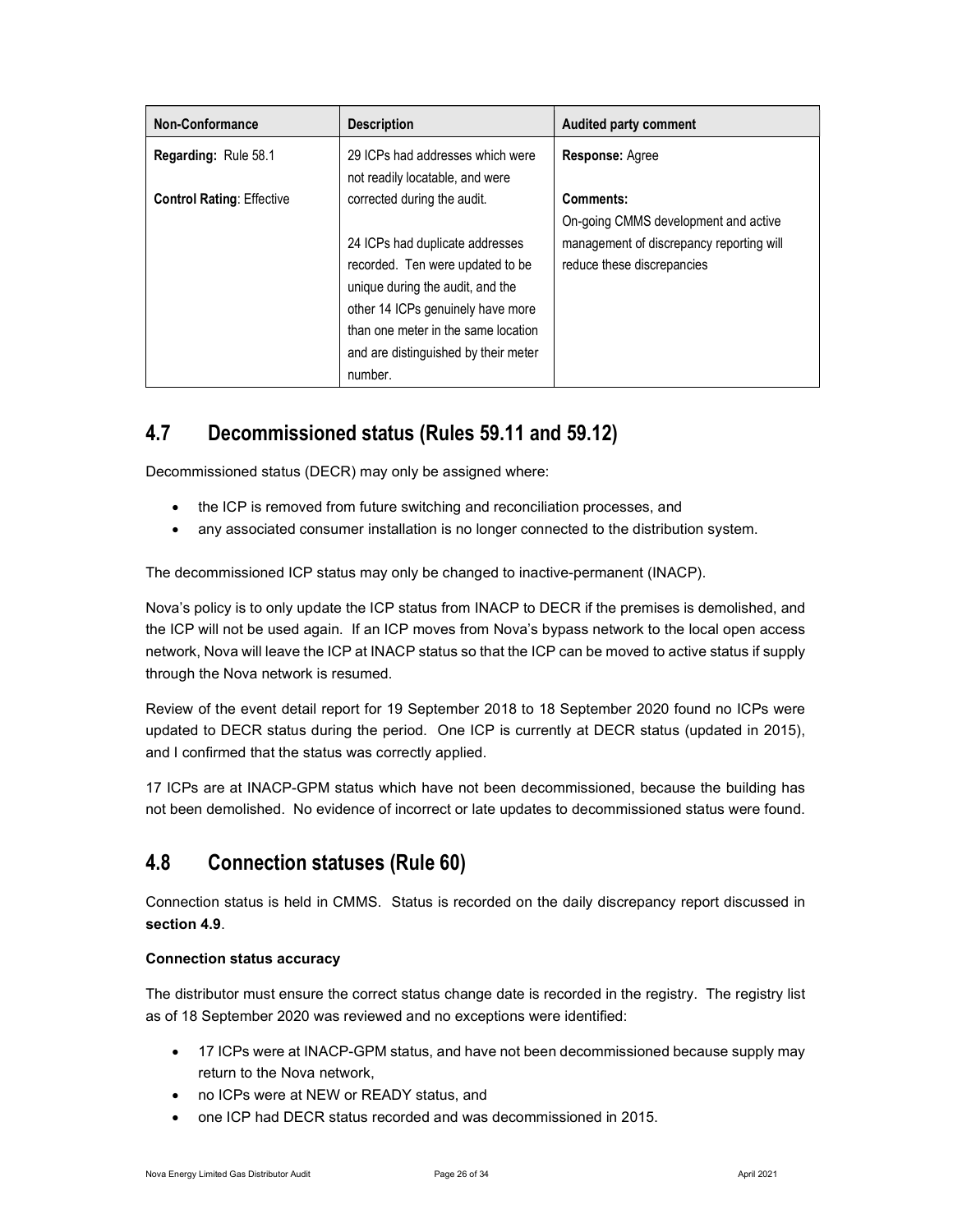| Non-Conformance | Description | Audited party comment |
| --- | --- | --- |
| **Regarding:** Rule 58.1<br><br>**Control Rating**: Effective | 29 ICPs had addresses which were not readily locatable, and were corrected during the audit.<br><br>24 ICPs had duplicate addresses recorded. Ten were updated to be unique during the audit, and the other 14 ICPs genuinely have more than one meter in the same location and are distinguished by their meter number. | **Response:** Agree<br><br>**Comments:**<br>On-going CMMS development and active management of discrepancy reporting will reduce these discrepancies |

## 4.7 Decommissioned status (Rules 59.11 and 59.12)

Decommissioned status (DECR) may only be assigned where:

- the ICP is removed from future switching and reconciliation processes, and
- any associated consumer installation is no longer connected to the distribution system.

The decommissioned ICP status may only be changed to inactive-permanent (INACP).

Nova's policy is to only update the ICP status from INACP to DECR if the premises is demolished, and the ICP will not be used again. If an ICP moves from Nova's bypass network to the local open access network, Nova will leave the ICP at INACP status so that the ICP can be moved to active status if supply through the Nova network is resumed.

Review of the event detail report for 19 September 2018 to 18 September 2020 found no ICPs were updated to DECR status during the period. One ICP is currently at DECR status (updated in 2015), and I confirmed that the status was correctly applied.

17 ICPs are at INACP-GPM status which have not been decommissioned, because the building has not been demolished. No evidence of incorrect or late updates to decommissioned status were found.

## 4.8 Connection statuses (Rule 60)

Connection status is held in CMMS. Status is recorded on the daily discrepancy report discussed in **section 4.9**.

**Connection status accuracy**

The distributor must ensure the correct status change date is recorded in the registry. The registry list as of 18 September 2020 was reviewed and no exceptions were identified:

- 17 ICPs were at INACP-GPM status, and have not been decommissioned because supply may return to the Nova network,
- no ICPs were at NEW or READY status, and
- one ICP had DECR status recorded and was decommissioned in 2015.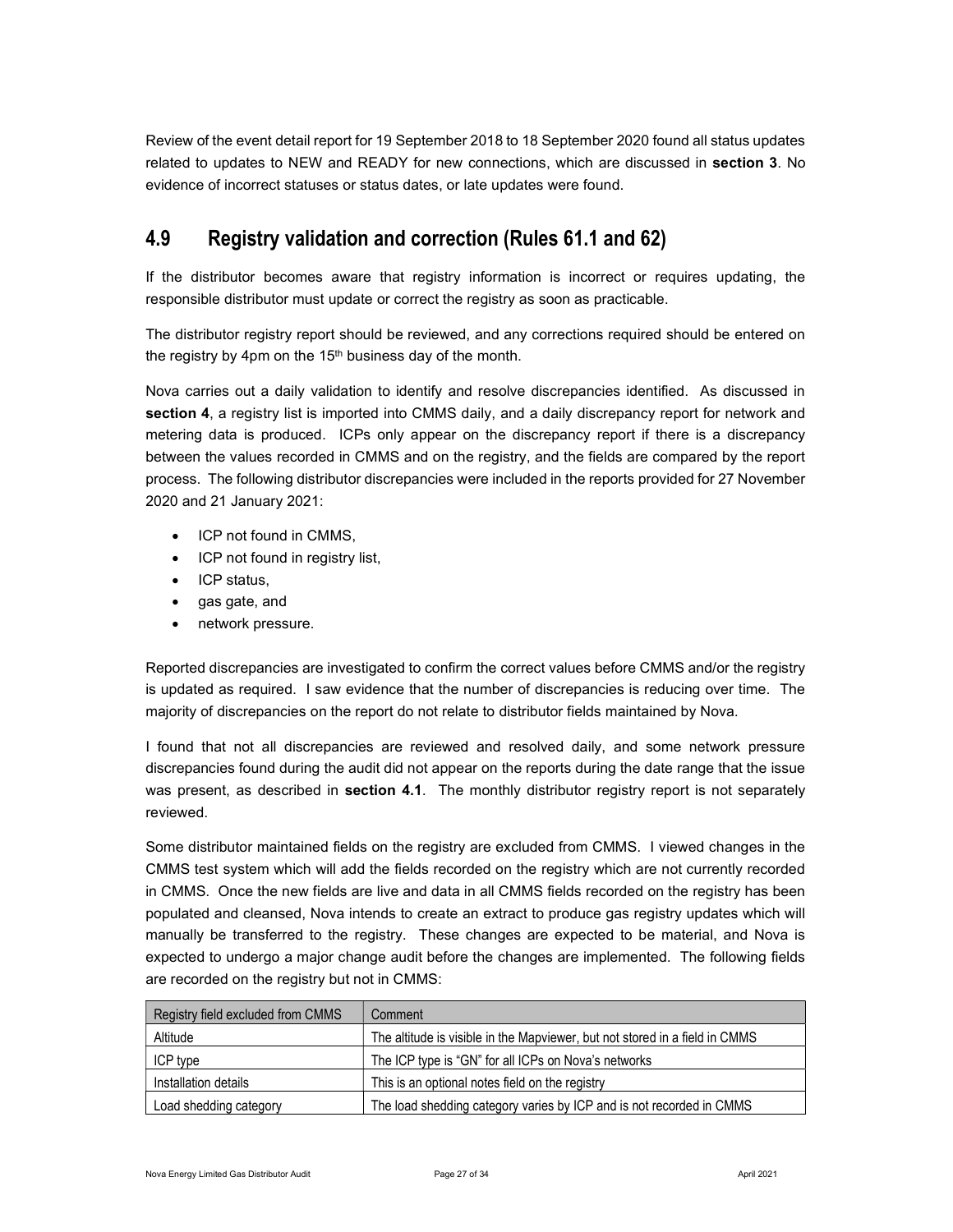Review of the event detail report for 19 September 2018 to 18 September 2020 found all status updates related to updates to NEW and READY for new connections, which are discussed in **section 3**. No evidence of incorrect statuses or status dates, or late updates were found.

## 4.9 Registry validation and correction (Rules 61.1 and 62)

If the distributor becomes aware that registry information is incorrect or requires updating, the responsible distributor must update or correct the registry as soon as practicable.

The distributor registry report should be reviewed, and any corrections required should be entered on the registry by 4pm on the 15th business day of the month.

Nova carries out a daily validation to identify and resolve discrepancies identified. As discussed in **section 4**, a registry list is imported into CMMS daily, and a daily discrepancy report for network and metering data is produced. ICPs only appear on the discrepancy report if there is a discrepancy between the values recorded in CMMS and on the registry, and the fields are compared by the report process. The following distributor discrepancies were included in the reports provided for 27 November 2020 and 21 January 2021:

- ICP not found in CMMS,
- ICP not found in registry list,
- ICP status,
- gas gate, and
- network pressure.

Reported discrepancies are investigated to confirm the correct values before CMMS and/or the registry is updated as required. I saw evidence that the number of discrepancies is reducing over time. The majority of discrepancies on the report do not relate to distributor fields maintained by Nova.

I found that not all discrepancies are reviewed and resolved daily, and some network pressure discrepancies found during the audit did not appear on the reports during the date range that the issue was present, as described in **section 4.1**. The monthly distributor registry report is not separately reviewed.

Some distributor maintained fields on the registry are excluded from CMMS. I viewed changes in the CMMS test system which will add the fields recorded on the registry which are not currently recorded in CMMS. Once the new fields are live and data in all CMMS fields recorded on the registry has been populated and cleansed, Nova intends to create an extract to produce gas registry updates which will manually be transferred to the registry. These changes are expected to be material, and Nova is expected to undergo a major change audit before the changes are implemented. The following fields are recorded on the registry but not in CMMS:

| Registry field excluded from CMMS | Comment |
|---|---|
| Altitude | The altitude is visible in the Mapviewer, but not stored in a field in CMMS |
| ICP type | The ICP type is "GN" for all ICPs on Nova's networks |
| Installation details | This is an optional notes field on the registry |
| Load shedding category | The load shedding category varies by ICP and is not recorded in CMMS |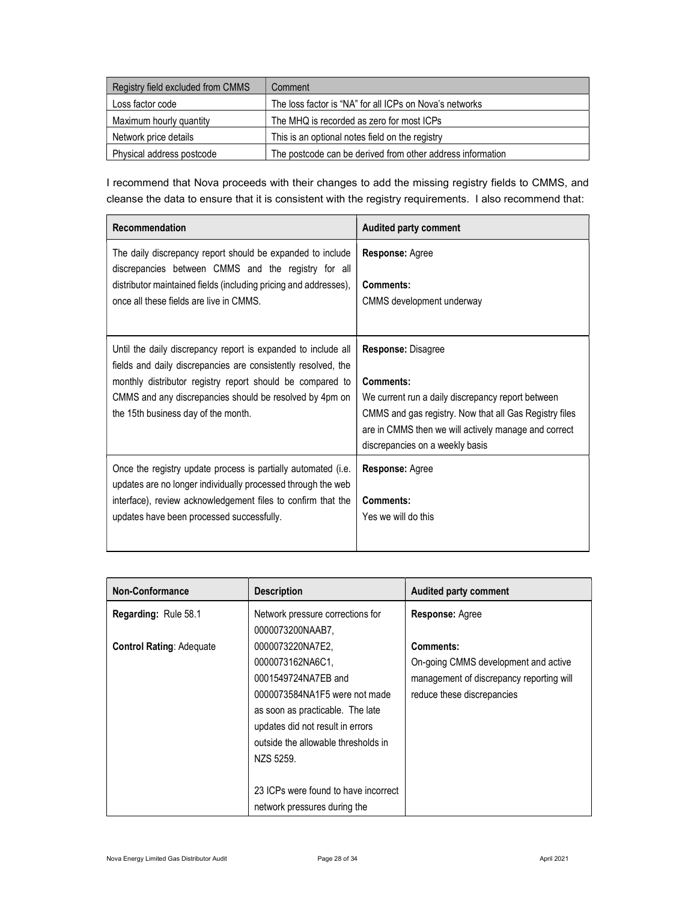| Registry field excluded from CMMS | Comment |
| --- | --- |
| Loss factor code | The loss factor is "NA" for all ICPs on Nova's networks |
| Maximum hourly quantity | The MHQ is recorded as zero for most ICPs |
| Network price details | This is an optional notes field on the registry |
| Physical address postcode | The postcode can be derived from other address information |

I recommend that Nova proceeds with their changes to add the missing registry fields to CMMS, and cleanse the data to ensure that it is consistent with the registry requirements. I also recommend that:

| Recommendation | Audited party comment |
| --- | --- |
| The daily discrepancy report should be expanded to include discrepancies between CMMS and the registry for all distributor maintained fields (including pricing and addresses), once all these fields are live in CMMS. | **Response:** Agree<br><br>**Comments:**<br>CMMS development underway |
| Until the daily discrepancy report is expanded to include all fields and daily discrepancies are consistently resolved, the monthly distributor registry report should be compared to CMMS and any discrepancies should be resolved by 4pm on the 15th business day of the month. | **Response:** Disagree<br><br>**Comments:**<br>We current run a daily discrepancy report between CMMS and gas registry. Now that all Gas Registry files are in CMMS then we will actively manage and correct discrepancies on a weekly basis |
| Once the registry update process is partially automated (i.e. updates are no longer individually processed through the web interface), review acknowledgement files to confirm that the updates have been processed successfully. | **Response:** Agree<br><br>**Comments:**<br>Yes we will do this |

| Non-Conformance | Description | Audited party comment |
| --- | --- | --- |
| **Regarding:** Rule 58.1<br><br>**Control Rating**: Adequate | Network pressure corrections for 0000073200NAAB7, 0000073220NA7E2, 0000073162NA6C1, 0001549724NA7EB and 0000073584NA1F5 were not made as soon as practicable. The late updates did not result in errors outside the allowable thresholds in NZS 5259.<br><br>23 ICPs were found to have incorrect network pressures during the | **Response:** Agree<br><br>**Comments:**<br>On-going CMMS development and active management of discrepancy reporting will reduce these discrepancies |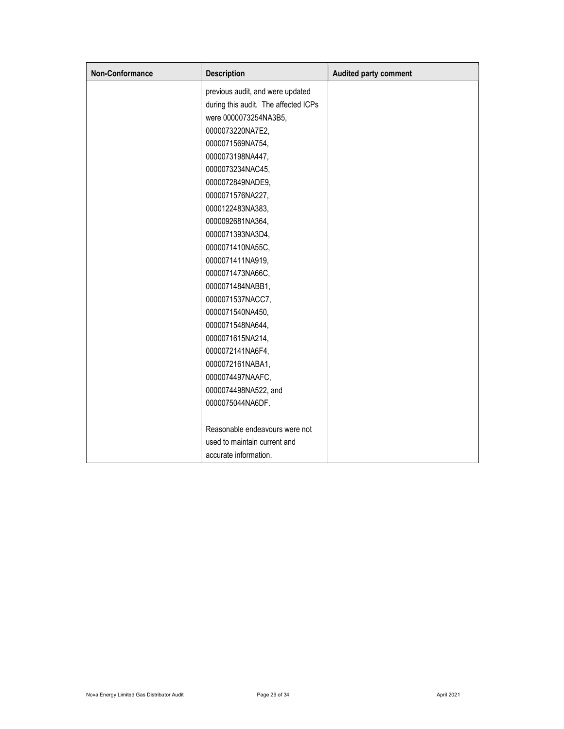| Non-Conformance | Description | Audited party comment |
|---|---|---|
| | previous audit, and were updated during this audit. The affected ICPs were 0000073254NA3B5, 0000073220NA7E2, 0000071569NA754, 0000073198NA447, 0000073234NAC45, 0000072849NADE9, 0000071576NA227, 0000122483NA383, 0000092681NA364, 0000071393NA3D4, 0000071410NA55C, 0000071411NA919, 0000071473NA66C, 0000071484NABB1, 0000071537NACC7, 0000071540NA450, 0000071548NA644, 0000071615NA214, 0000072141NA6F4, 0000072161NABA1, 0000074497NAAFC, 0000074498NA522, and 0000075044NA6DF.<br><br>Reasonable endeavours were not used to maintain current and accurate information. | |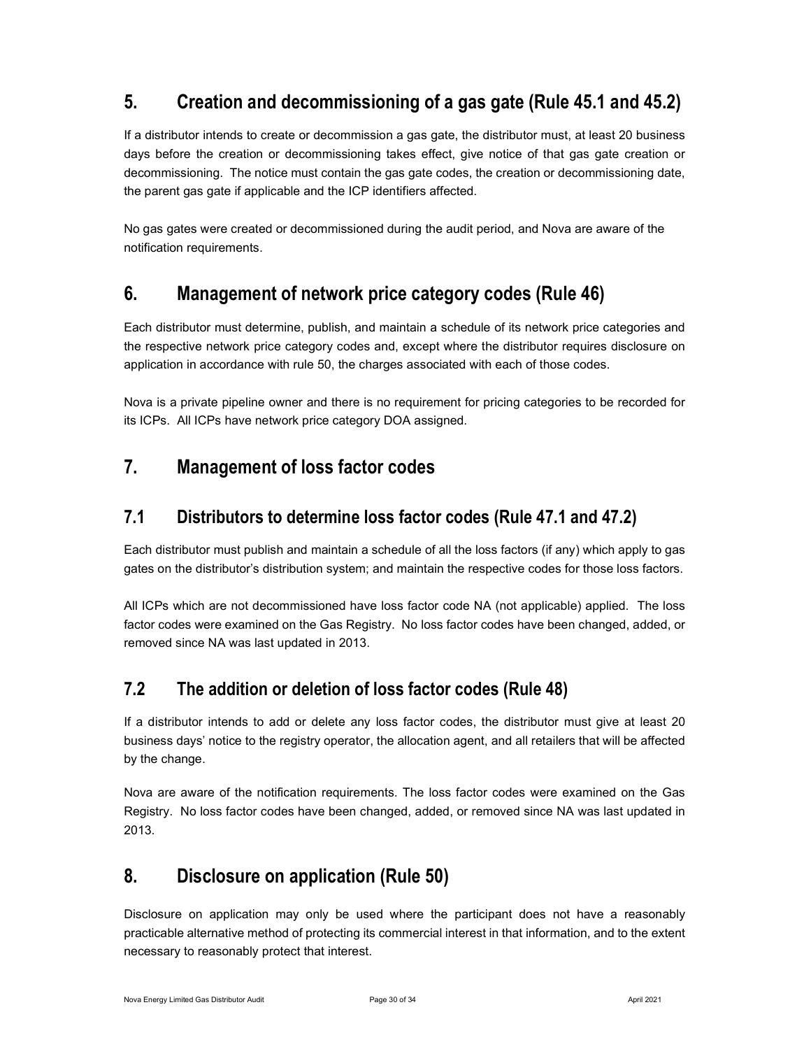## 5. Creation and decommissioning of a gas gate (Rule 45.1 and 45.2)

If a distributor intends to create or decommission a gas gate, the distributor must, at least 20 business days before the creation or decommissioning takes effect, give notice of that gas gate creation or decommissioning. The notice must contain the gas gate codes, the creation or decommissioning date, the parent gas gate if applicable and the ICP identifiers affected.

No gas gates were created or decommissioned during the audit period, and Nova are aware of the notification requirements.

## 6. Management of network price category codes (Rule 46)

Each distributor must determine, publish, and maintain a schedule of its network price categories and the respective network price category codes and, except where the distributor requires disclosure on application in accordance with rule 50, the charges associated with each of those codes.

Nova is a private pipeline owner and there is no requirement for pricing categories to be recorded for its ICPs. All ICPs have network price category DOA assigned.

## 7. Management of loss factor codes

### 7.1 Distributors to determine loss factor codes (Rule 47.1 and 47.2)

Each distributor must publish and maintain a schedule of all the loss factors (if any) which apply to gas gates on the distributor's distribution system; and maintain the respective codes for those loss factors.

All ICPs which are not decommissioned have loss factor code NA (not applicable) applied. The loss factor codes were examined on the Gas Registry. No loss factor codes have been changed, added, or removed since NA was last updated in 2013.

### 7.2 The addition or deletion of loss factor codes (Rule 48)

If a distributor intends to add or delete any loss factor codes, the distributor must give at least 20 business days' notice to the registry operator, the allocation agent, and all retailers that will be affected by the change.

Nova are aware of the notification requirements. The loss factor codes were examined on the Gas Registry. No loss factor codes have been changed, added, or removed since NA was last updated in 2013.

## 8. Disclosure on application (Rule 50)

Disclosure on application may only be used where the participant does not have a reasonably practicable alternative method of protecting its commercial interest in that information, and to the extent necessary to reasonably protect that interest.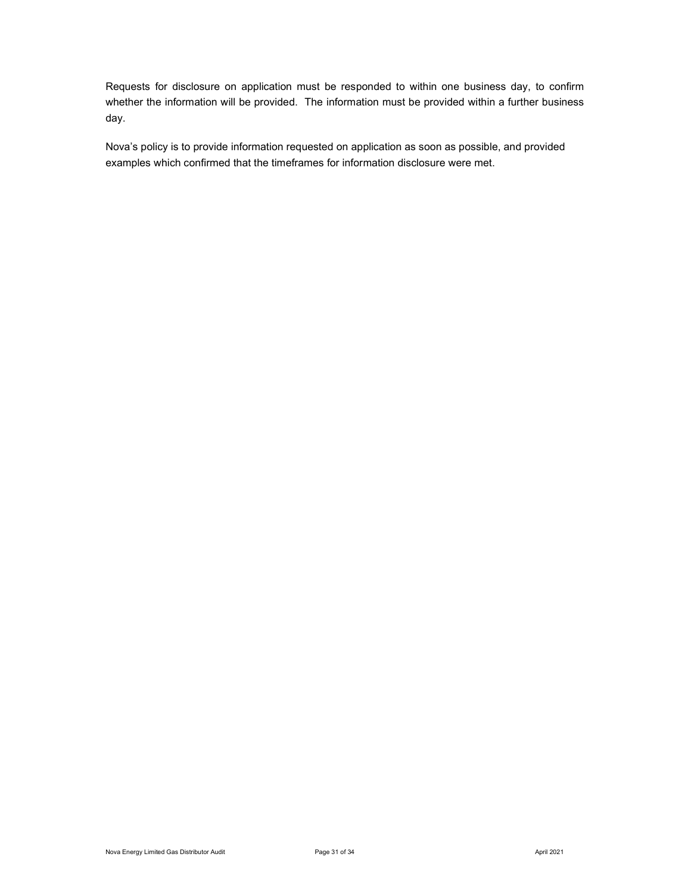Requests for disclosure on application must be responded to within one business day, to confirm whether the information will be provided. The information must be provided within a further business day.

Nova's policy is to provide information requested on application as soon as possible, and provided examples which confirmed that the timeframes for information disclosure were met.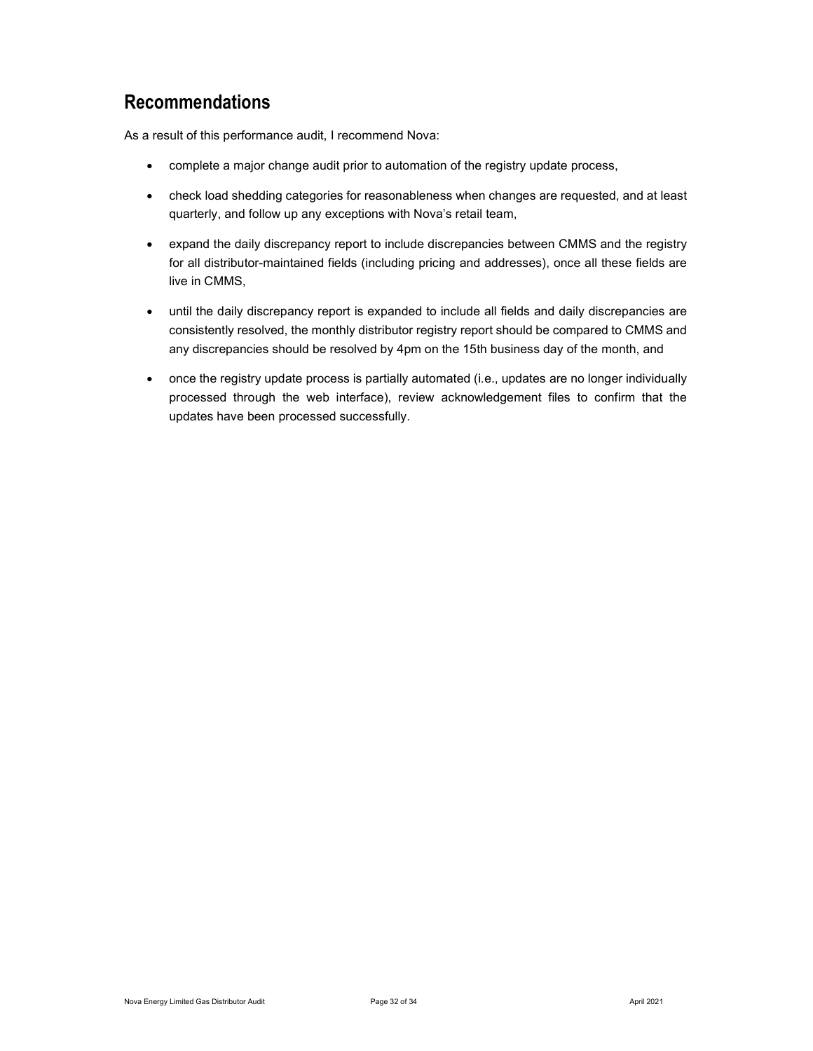## Recommendations

As a result of this performance audit, I recommend Nova:

- complete a major change audit prior to automation of the registry update process,
- check load shedding categories for reasonableness when changes are requested, and at least quarterly, and follow up any exceptions with Nova's retail team,
- expand the daily discrepancy report to include discrepancies between CMMS and the registry for all distributor-maintained fields (including pricing and addresses), once all these fields are live in CMMS,
- until the daily discrepancy report is expanded to include all fields and daily discrepancies are consistently resolved, the monthly distributor registry report should be compared to CMMS and any discrepancies should be resolved by 4pm on the 15th business day of the month, and
- once the registry update process is partially automated (i.e., updates are no longer individually processed through the web interface), review acknowledgement files to confirm that the updates have been processed successfully.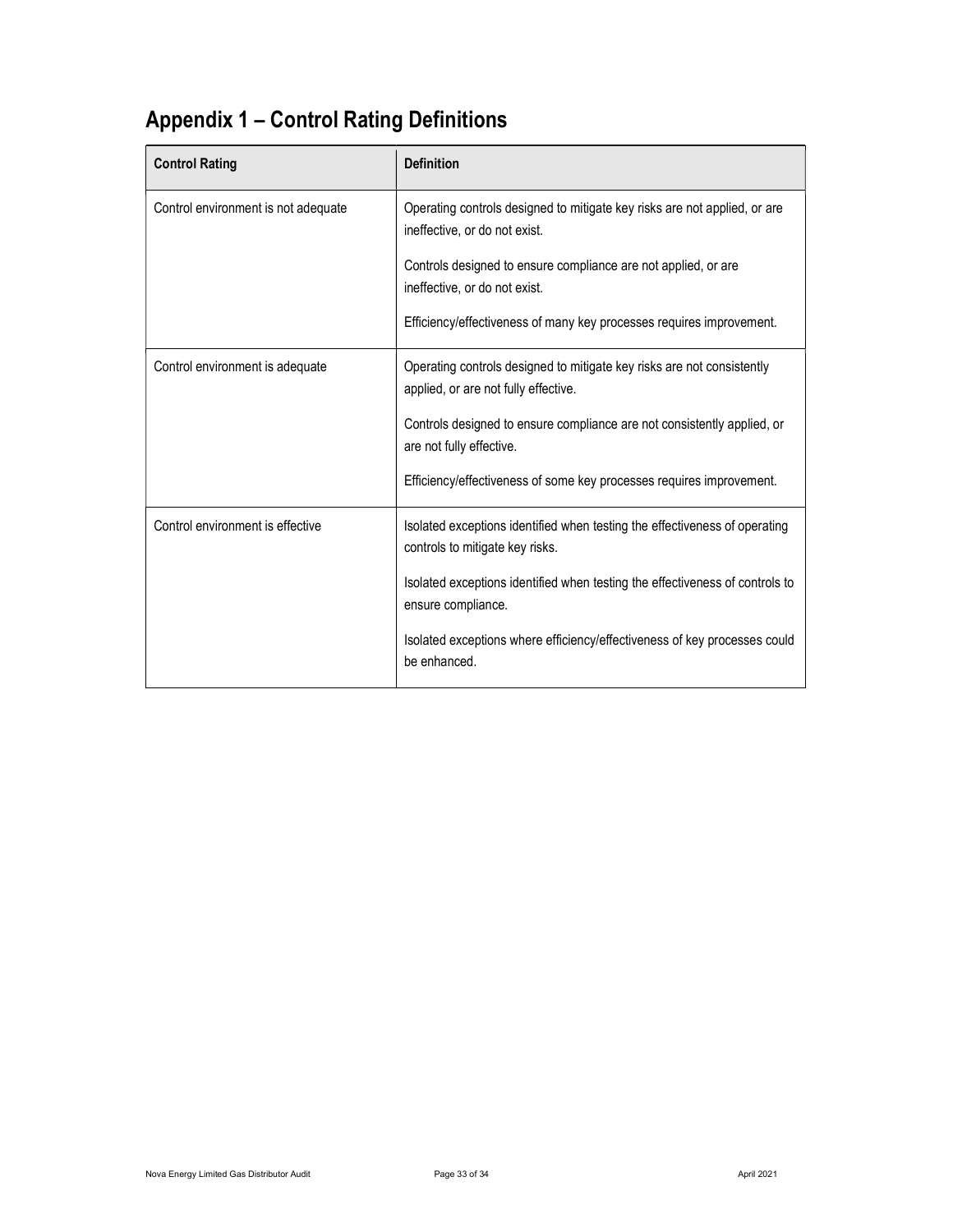## Appendix 1 – Control Rating Definitions

| Control Rating | Definition |
|---|---|
| Control environment is not adequate | Operating controls designed to mitigate key risks are not applied, or are ineffective, or do not exist.<br><br>Controls designed to ensure compliance are not applied, or are ineffective, or do not exist.<br><br>Efficiency/effectiveness of many key processes requires improvement. |
| Control environment is adequate | Operating controls designed to mitigate key risks are not consistently applied, or are not fully effective.<br><br>Controls designed to ensure compliance are not consistently applied, or are not fully effective.<br><br>Efficiency/effectiveness of some key processes requires improvement. |
| Control environment is effective | Isolated exceptions identified when testing the effectiveness of operating controls to mitigate key risks.<br><br>Isolated exceptions identified when testing the effectiveness of controls to ensure compliance.<br><br>Isolated exceptions where efficiency/effectiveness of key processes could be enhanced. |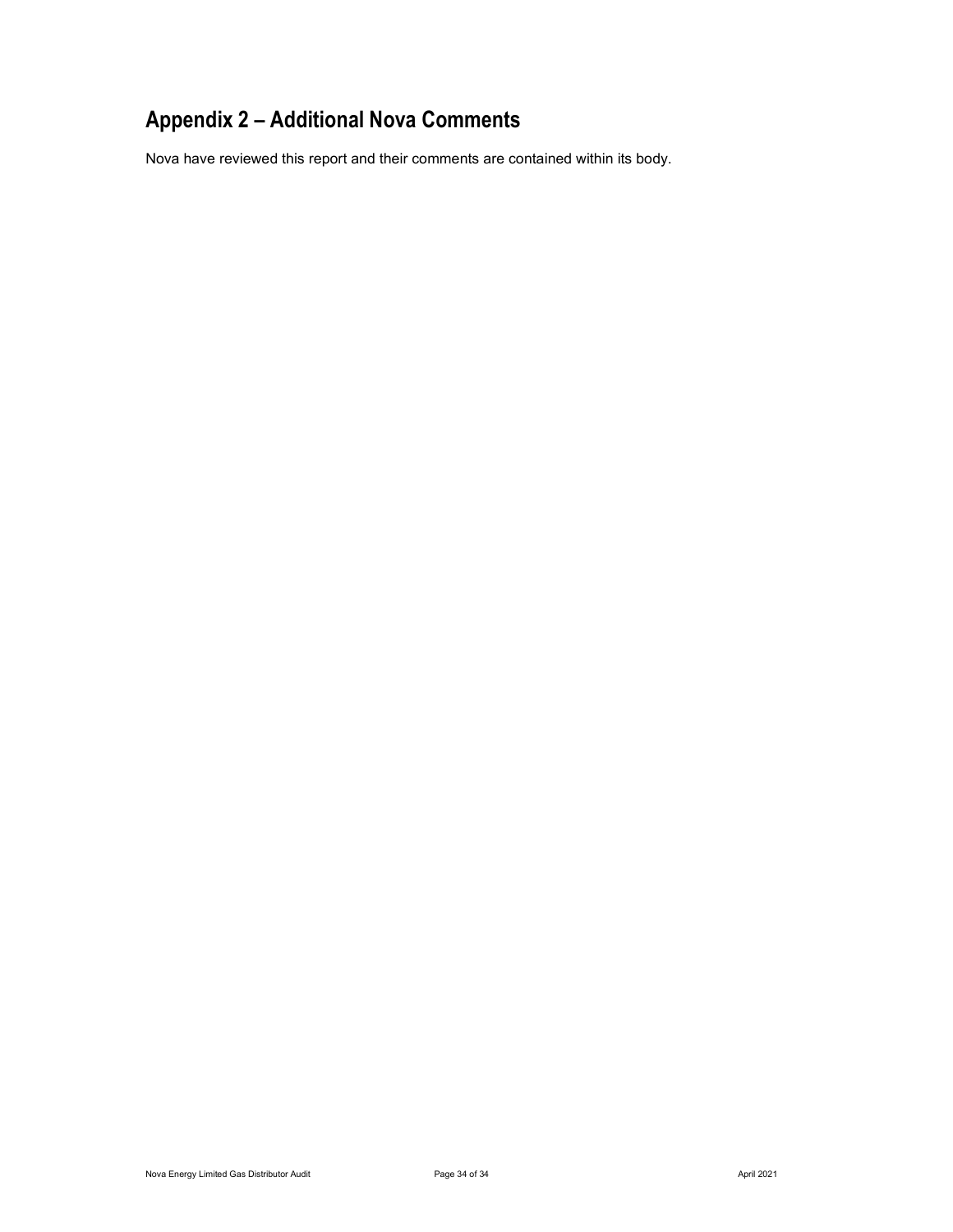# Appendix 2 – Additional Nova Comments

Nova have reviewed this report and their comments are contained within its body.